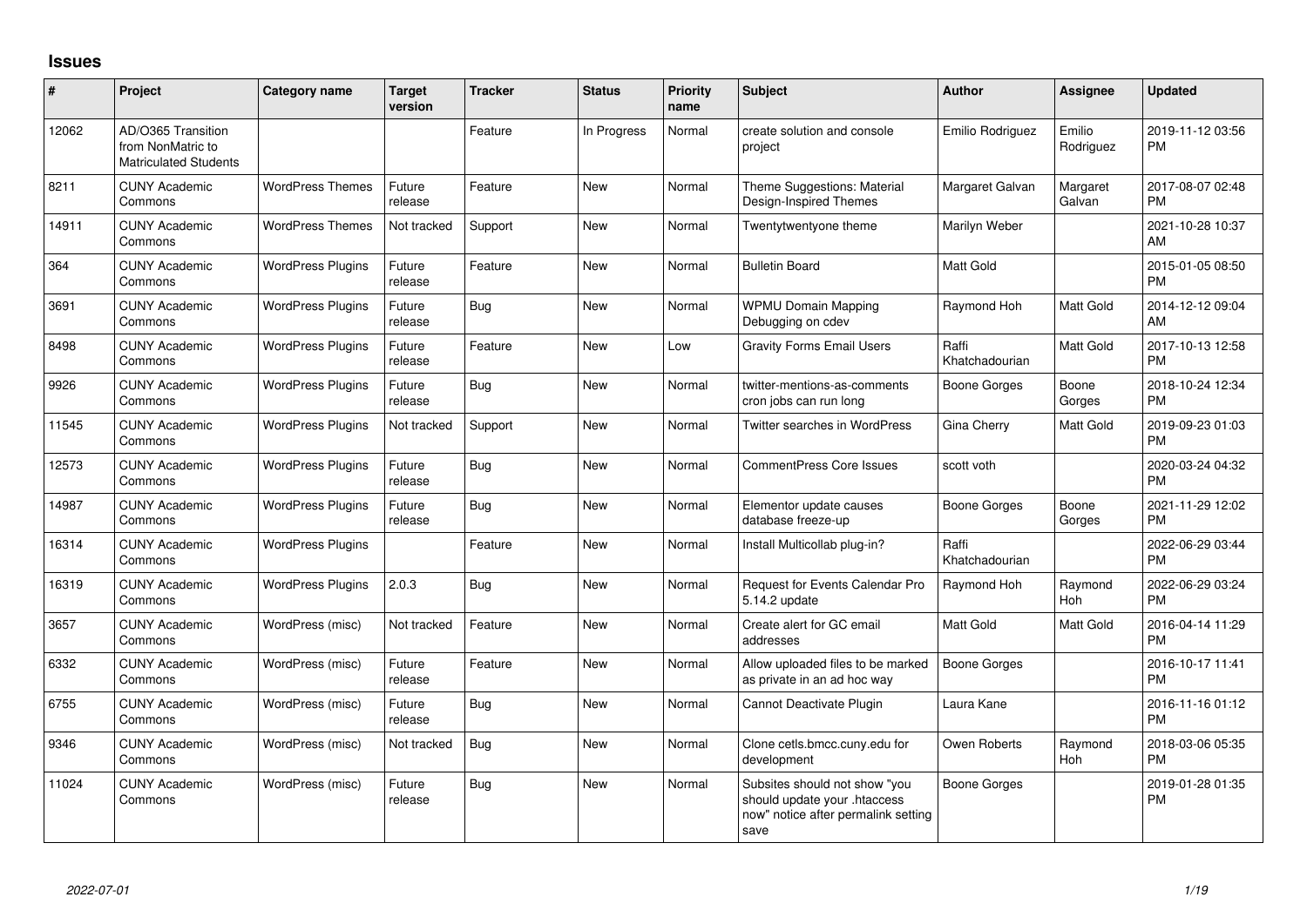# Issues

| # | Project | Category name | Target version | Tracker | Status | Priority name | Subject | Author | Assignee | Updated |
|---|---|---|---|---|---|---|---|---|---|---|
| 12062 | AD/O365 Transition from NonMatric to Matriculated Students | | | Feature | In Progress | Normal | create solution and console project | Emilio Rodriguez | Emilio Rodriguez | 2019-11-12 03:56 PM |
| 8211 | CUNY Academic Commons | WordPress Themes | Future release | Feature | New | Normal | Theme Suggestions: Material Design-Inspired Themes | Margaret Galvan | Margaret Galvan | 2017-08-07 02:48 PM |
| 14911 | CUNY Academic Commons | WordPress Themes | Not tracked | Support | New | Normal | Twentytwentyone theme | Marilyn Weber | | 2021-10-28 10:37 AM |
| 364 | CUNY Academic Commons | WordPress Plugins | Future release | Feature | New | Normal | Bulletin Board | Matt Gold | | 2015-01-05 08:50 PM |
| 3691 | CUNY Academic Commons | WordPress Plugins | Future release | Bug | New | Normal | WPMU Domain Mapping Debugging on cdev | Raymond Hoh | Matt Gold | 2014-12-12 09:04 AM |
| 8498 | CUNY Academic Commons | WordPress Plugins | Future release | Feature | New | Low | Gravity Forms Email Users | Raffi Khatchadourian | Matt Gold | 2017-10-13 12:58 PM |
| 9926 | CUNY Academic Commons | WordPress Plugins | Future release | Bug | New | Normal | twitter-mentions-as-comments cron jobs can run long | Boone Gorges | Boone Gorges | 2018-10-24 12:34 PM |
| 11545 | CUNY Academic Commons | WordPress Plugins | Not tracked | Support | New | Normal | Twitter searches in WordPress | Gina Cherry | Matt Gold | 2019-09-23 01:03 PM |
| 12573 | CUNY Academic Commons | WordPress Plugins | Future release | Bug | New | Normal | CommentPress Core Issues | scott voth | | 2020-03-24 04:32 PM |
| 14987 | CUNY Academic Commons | WordPress Plugins | Future release | Bug | New | Normal | Elementor update causes database freeze-up | Boone Gorges | Boone Gorges | 2021-11-29 12:02 PM |
| 16314 | CUNY Academic Commons | WordPress Plugins | | Feature | New | Normal | Install Multicollab plug-in? | Raffi Khatchadourian | | 2022-06-29 03:44 PM |
| 16319 | CUNY Academic Commons | WordPress Plugins | 2.0.3 | Bug | New | Normal | Request for Events Calendar Pro 5.14.2 update | Raymond Hoh | Raymond Hoh | 2022-06-29 03:24 PM |
| 3657 | CUNY Academic Commons | WordPress (misc) | Not tracked | Feature | New | Normal | Create alert for GC email addresses | Matt Gold | Matt Gold | 2016-04-14 11:29 PM |
| 6332 | CUNY Academic Commons | WordPress (misc) | Future release | Feature | New | Normal | Allow uploaded files to be marked as private in an ad hoc way | Boone Gorges | | 2016-10-17 11:41 PM |
| 6755 | CUNY Academic Commons | WordPress (misc) | Future release | Bug | New | Normal | Cannot Deactivate Plugin | Laura Kane | | 2016-11-16 01:12 PM |
| 9346 | CUNY Academic Commons | WordPress (misc) | Not tracked | Bug | New | Normal | Clone cetls.bmcc.cuny.edu for development | Owen Roberts | Raymond Hoh | 2018-03-06 05:35 PM |
| 11024 | CUNY Academic Commons | WordPress (misc) | Future release | Bug | New | Normal | Subsites should not show "you should update your .htaccess now" notice after permalink setting save | Boone Gorges | | 2019-01-28 01:35 PM |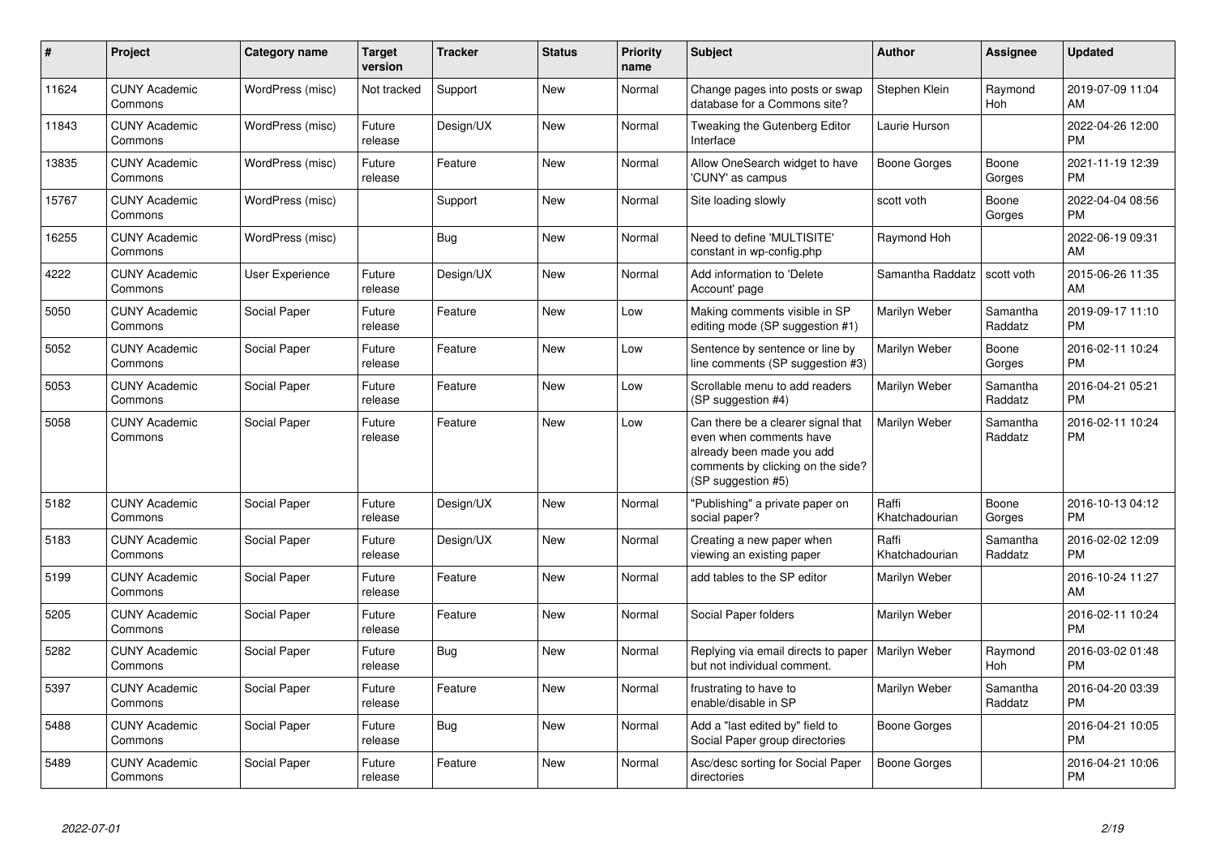| # | Project | Category name | Target version | Tracker | Status | Priority name | Subject | Author | Assignee | Updated |
|---|---|---|---|---|---|---|---|---|---|---|
| 11624 | CUNY Academic Commons | WordPress (misc) | Not tracked | Support | New | Normal | Change pages into posts or swap database for a Commons site? | Stephen Klein | Raymond Hoh | 2019-07-09 11:04 AM |
| 11843 | CUNY Academic Commons | WordPress (misc) | Future release | Design/UX | New | Normal | Tweaking the Gutenberg Editor Interface | Laurie Hurson | | 2022-04-26 12:00 PM |
| 13835 | CUNY Academic Commons | WordPress (misc) | Future release | Feature | New | Normal | Allow OneSearch widget to have 'CUNY' as campus | Boone Gorges | Boone Gorges | 2021-11-19 12:39 PM |
| 15767 | CUNY Academic Commons | WordPress (misc) | | Support | New | Normal | Site loading slowly | scott voth | Boone Gorges | 2022-04-04 08:56 PM |
| 16255 | CUNY Academic Commons | WordPress (misc) | | Bug | New | Normal | Need to define 'MULTISITE' constant in wp-config.php | Raymond Hoh | | 2022-06-19 09:31 AM |
| 4222 | CUNY Academic Commons | User Experience | Future release | Design/UX | New | Normal | Add information to 'Delete Account' page | Samantha Raddatz | scott voth | 2015-06-26 11:35 AM |
| 5050 | CUNY Academic Commons | Social Paper | Future release | Feature | New | Low | Making comments visible in SP editing mode (SP suggestion #1) | Marilyn Weber | Samantha Raddatz | 2019-09-17 11:10 PM |
| 5052 | CUNY Academic Commons | Social Paper | Future release | Feature | New | Low | Sentence by sentence or line by line comments (SP suggestion #3) | Marilyn Weber | Boone Gorges | 2016-02-11 10:24 PM |
| 5053 | CUNY Academic Commons | Social Paper | Future release | Feature | New | Low | Scrollable menu to add readers (SP suggestion #4) | Marilyn Weber | Samantha Raddatz | 2016-04-21 05:21 PM |
| 5058 | CUNY Academic Commons | Social Paper | Future release | Feature | New | Low | Can there be a clearer signal that even when comments have already been made you add comments by clicking on the side? (SP suggestion #5) | Marilyn Weber | Samantha Raddatz | 2016-02-11 10:24 PM |
| 5182 | CUNY Academic Commons | Social Paper | Future release | Design/UX | New | Normal | "Publishing" a private paper on social paper? | Raffi Khatchadourian | Boone Gorges | 2016-10-13 04:12 PM |
| 5183 | CUNY Academic Commons | Social Paper | Future release | Design/UX | New | Normal | Creating a new paper when viewing an existing paper | Raffi Khatchadourian | Samantha Raddatz | 2016-02-02 12:09 PM |
| 5199 | CUNY Academic Commons | Social Paper | Future release | Feature | New | Normal | add tables to the SP editor | Marilyn Weber | | 2016-10-24 11:27 AM |
| 5205 | CUNY Academic Commons | Social Paper | Future release | Feature | New | Normal | Social Paper folders | Marilyn Weber | | 2016-02-11 10:24 PM |
| 5282 | CUNY Academic Commons | Social Paper | Future release | Bug | New | Normal | Replying via email directs to paper but not individual comment. | Marilyn Weber | Raymond Hoh | 2016-03-02 01:48 PM |
| 5397 | CUNY Academic Commons | Social Paper | Future release | Feature | New | Normal | frustrating to have to enable/disable in SP | Marilyn Weber | Samantha Raddatz | 2016-04-20 03:39 PM |
| 5488 | CUNY Academic Commons | Social Paper | Future release | Bug | New | Normal | Add a "last edited by" field to Social Paper group directories | Boone Gorges | | 2016-04-21 10:05 PM |
| 5489 | CUNY Academic Commons | Social Paper | Future release | Feature | New | Normal | Asc/desc sorting for Social Paper directories | Boone Gorges | | 2016-04-21 10:06 PM |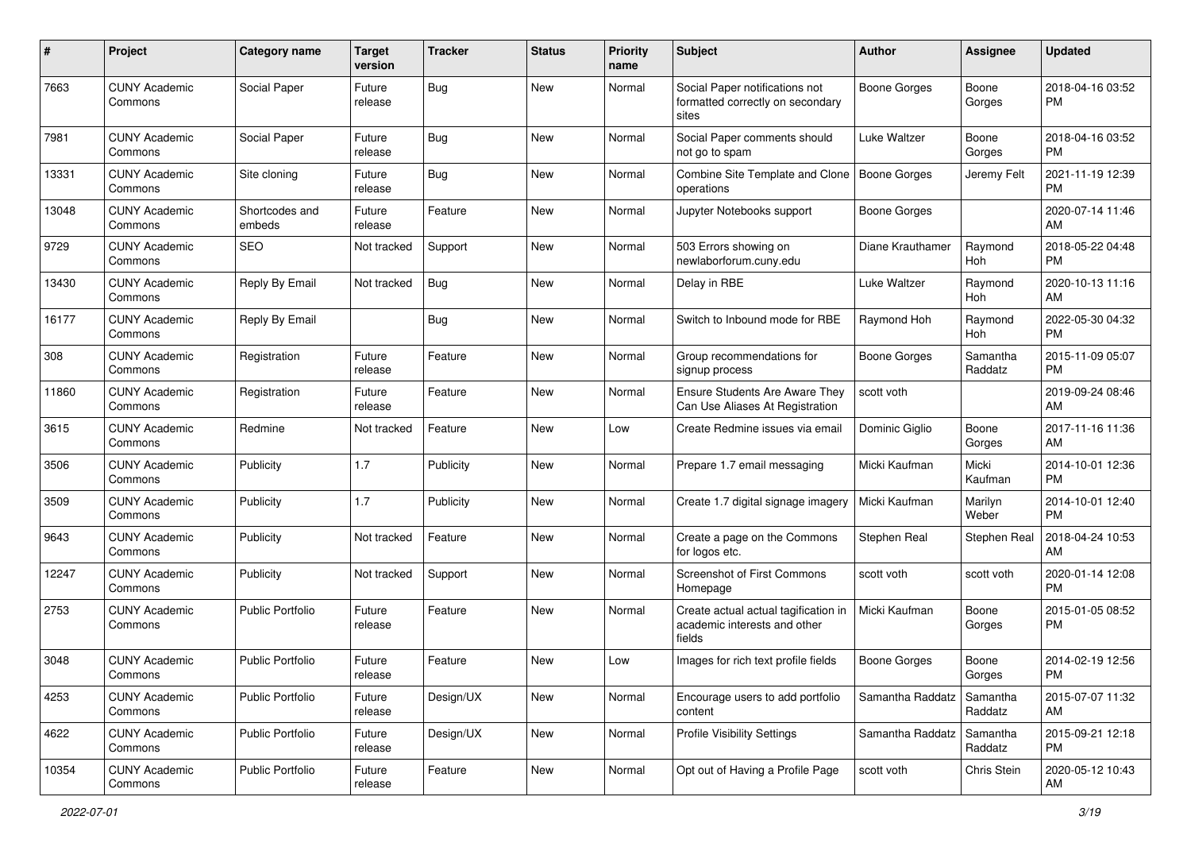| # | Project | Category name | Target version | Tracker | Status | Priority name | Subject | Author | Assignee | Updated |
|---|---|---|---|---|---|---|---|---|---|---|
| 7663 | CUNY Academic Commons | Social Paper | Future release | Bug | New | Normal | Social Paper notifications not formatted correctly on secondary sites | Boone Gorges | Boone Gorges | 2018-04-16 03:52 PM |
| 7981 | CUNY Academic Commons | Social Paper | Future release | Bug | New | Normal | Social Paper comments should not go to spam | Luke Waltzer | Boone Gorges | 2018-04-16 03:52 PM |
| 13331 | CUNY Academic Commons | Site cloning | Future release | Bug | New | Normal | Combine Site Template and Clone operations | Boone Gorges | Jeremy Felt | 2021-11-19 12:39 PM |
| 13048 | CUNY Academic Commons | Shortcodes and embeds | Future release | Feature | New | Normal | Jupyter Notebooks support | Boone Gorges | | 2020-07-14 11:46 AM |
| 9729 | CUNY Academic Commons | SEO | Not tracked | Support | New | Normal | 503 Errors showing on newlaborforum.cuny.edu | Diane Krauthamer | Raymond Hoh | 2018-05-22 04:48 PM |
| 13430 | CUNY Academic Commons | Reply By Email | Not tracked | Bug | New | Normal | Delay in RBE | Luke Waltzer | Raymond Hoh | 2020-10-13 11:16 AM |
| 16177 | CUNY Academic Commons | Reply By Email | | Bug | New | Normal | Switch to Inbound mode for RBE | Raymond Hoh | Raymond Hoh | 2022-05-30 04:32 PM |
| 308 | CUNY Academic Commons | Registration | Future release | Feature | New | Normal | Group recommendations for signup process | Boone Gorges | Samantha Raddatz | 2015-11-09 05:07 PM |
| 11860 | CUNY Academic Commons | Registration | Future release | Feature | New | Normal | Ensure Students Are Aware They Can Use Aliases At Registration | scott voth | | 2019-09-24 08:46 AM |
| 3615 | CUNY Academic Commons | Redmine | Not tracked | Feature | New | Low | Create Redmine issues via email | Dominic Giglio | Boone Gorges | 2017-11-16 11:36 AM |
| 3506 | CUNY Academic Commons | Publicity | 1.7 | Publicity | New | Normal | Prepare 1.7 email messaging | Micki Kaufman | Micki Kaufman | 2014-10-01 12:36 PM |
| 3509 | CUNY Academic Commons | Publicity | 1.7 | Publicity | New | Normal | Create 1.7 digital signage imagery | Micki Kaufman | Marilyn Weber | 2014-10-01 12:40 PM |
| 9643 | CUNY Academic Commons | Publicity | Not tracked | Feature | New | Normal | Create a page on the Commons for logos etc. | Stephen Real | Stephen Real | 2018-04-24 10:53 AM |
| 12247 | CUNY Academic Commons | Publicity | Not tracked | Support | New | Normal | Screenshot of First Commons Homepage | scott voth | scott voth | 2020-01-14 12:08 PM |
| 2753 | CUNY Academic Commons | Public Portfolio | Future release | Feature | New | Normal | Create actual actual tagification in academic interests and other fields | Micki Kaufman | Boone Gorges | 2015-01-05 08:52 PM |
| 3048 | CUNY Academic Commons | Public Portfolio | Future release | Feature | New | Low | Images for rich text profile fields | Boone Gorges | Boone Gorges | 2014-02-19 12:56 PM |
| 4253 | CUNY Academic Commons | Public Portfolio | Future release | Design/UX | New | Normal | Encourage users to add portfolio content | Samantha Raddatz | Samantha Raddatz | 2015-07-07 11:32 AM |
| 4622 | CUNY Academic Commons | Public Portfolio | Future release | Design/UX | New | Normal | Profile Visibility Settings | Samantha Raddatz | Samantha Raddatz | 2015-09-21 12:18 PM |
| 10354 | CUNY Academic Commons | Public Portfolio | Future release | Feature | New | Normal | Opt out of Having a Profile Page | scott voth | Chris Stein | 2020-05-12 10:43 AM |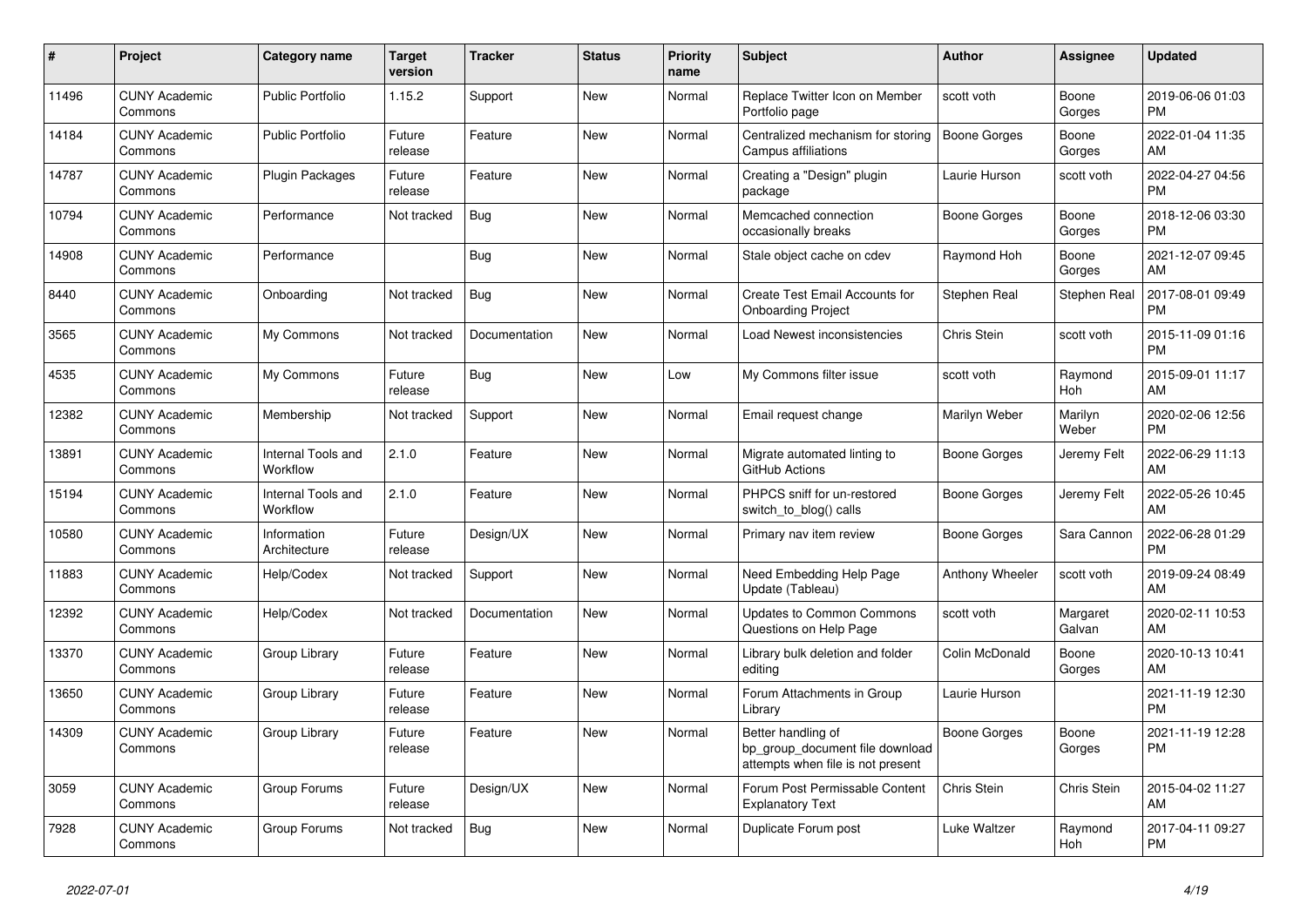| # | Project | Category name | Target version | Tracker | Status | Priority name | Subject | Author | Assignee | Updated |
|---|---|---|---|---|---|---|---|---|---|---|
| 11496 | CUNY Academic Commons | Public Portfolio | 1.15.2 | Support | New | Normal | Replace Twitter Icon on Member Portfolio page | scott voth | Boone Gorges | 2019-06-06 01:03 PM |
| 14184 | CUNY Academic Commons | Public Portfolio | Future release | Feature | New | Normal | Centralized mechanism for storing Campus affiliations | Boone Gorges | Boone Gorges | 2022-01-04 11:35 AM |
| 14787 | CUNY Academic Commons | Plugin Packages | Future release | Feature | New | Normal | Creating a "Design" plugin package | Laurie Hurson | scott voth | 2022-04-27 04:56 PM |
| 10794 | CUNY Academic Commons | Performance | Not tracked | Bug | New | Normal | Memcached connection occasionally breaks | Boone Gorges | Boone Gorges | 2018-12-06 03:30 PM |
| 14908 | CUNY Academic Commons | Performance | | Bug | New | Normal | Stale object cache on cdev | Raymond Hoh | Boone Gorges | 2021-12-07 09:45 AM |
| 8440 | CUNY Academic Commons | Onboarding | Not tracked | Bug | New | Normal | Create Test Email Accounts for Onboarding Project | Stephen Real | Stephen Real | 2017-08-01 09:49 PM |
| 3565 | CUNY Academic Commons | My Commons | Not tracked | Documentation | New | Normal | Load Newest inconsistencies | Chris Stein | scott voth | 2015-11-09 01:16 PM |
| 4535 | CUNY Academic Commons | My Commons | Future release | Bug | New | Low | My Commons filter issue | scott voth | Raymond Hoh | 2015-09-01 11:17 AM |
| 12382 | CUNY Academic Commons | Membership | Not tracked | Support | New | Normal | Email request change | Marilyn Weber | Marilyn Weber | 2020-02-06 12:56 PM |
| 13891 | CUNY Academic Commons | Internal Tools and Workflow | 2.1.0 | Feature | New | Normal | Migrate automated linting to GitHub Actions | Boone Gorges | Jeremy Felt | 2022-06-29 11:13 AM |
| 15194 | CUNY Academic Commons | Internal Tools and Workflow | 2.1.0 | Feature | New | Normal | PHPCS sniff for un-restored switch_to_blog() calls | Boone Gorges | Jeremy Felt | 2022-05-26 10:45 AM |
| 10580 | CUNY Academic Commons | Information Architecture | Future release | Design/UX | New | Normal | Primary nav item review | Boone Gorges | Sara Cannon | 2022-06-28 01:29 PM |
| 11883 | CUNY Academic Commons | Help/Codex | Not tracked | Support | New | Normal | Need Embedding Help Page Update (Tableau) | Anthony Wheeler | scott voth | 2019-09-24 08:49 AM |
| 12392 | CUNY Academic Commons | Help/Codex | Not tracked | Documentation | New | Normal | Updates to Common Commons Questions on Help Page | scott voth | Margaret Galvan | 2020-02-11 10:53 AM |
| 13370 | CUNY Academic Commons | Group Library | Future release | Feature | New | Normal | Library bulk deletion and folder editing | Colin McDonald | Boone Gorges | 2020-10-13 10:41 AM |
| 13650 | CUNY Academic Commons | Group Library | Future release | Feature | New | Normal | Forum Attachments in Group Library | Laurie Hurson | | 2021-11-19 12:30 PM |
| 14309 | CUNY Academic Commons | Group Library | Future release | Feature | New | Normal | Better handling of bp_group_document file download attempts when file is not present | Boone Gorges | Boone Gorges | 2021-11-19 12:28 PM |
| 3059 | CUNY Academic Commons | Group Forums | Future release | Design/UX | New | Normal | Forum Post Permissable Content Explanatory Text | Chris Stein | Chris Stein | 2015-04-02 11:27 AM |
| 7928 | CUNY Academic Commons | Group Forums | Not tracked | Bug | New | Normal | Duplicate Forum post | Luke Waltzer | Raymond Hoh | 2017-04-11 09:27 PM |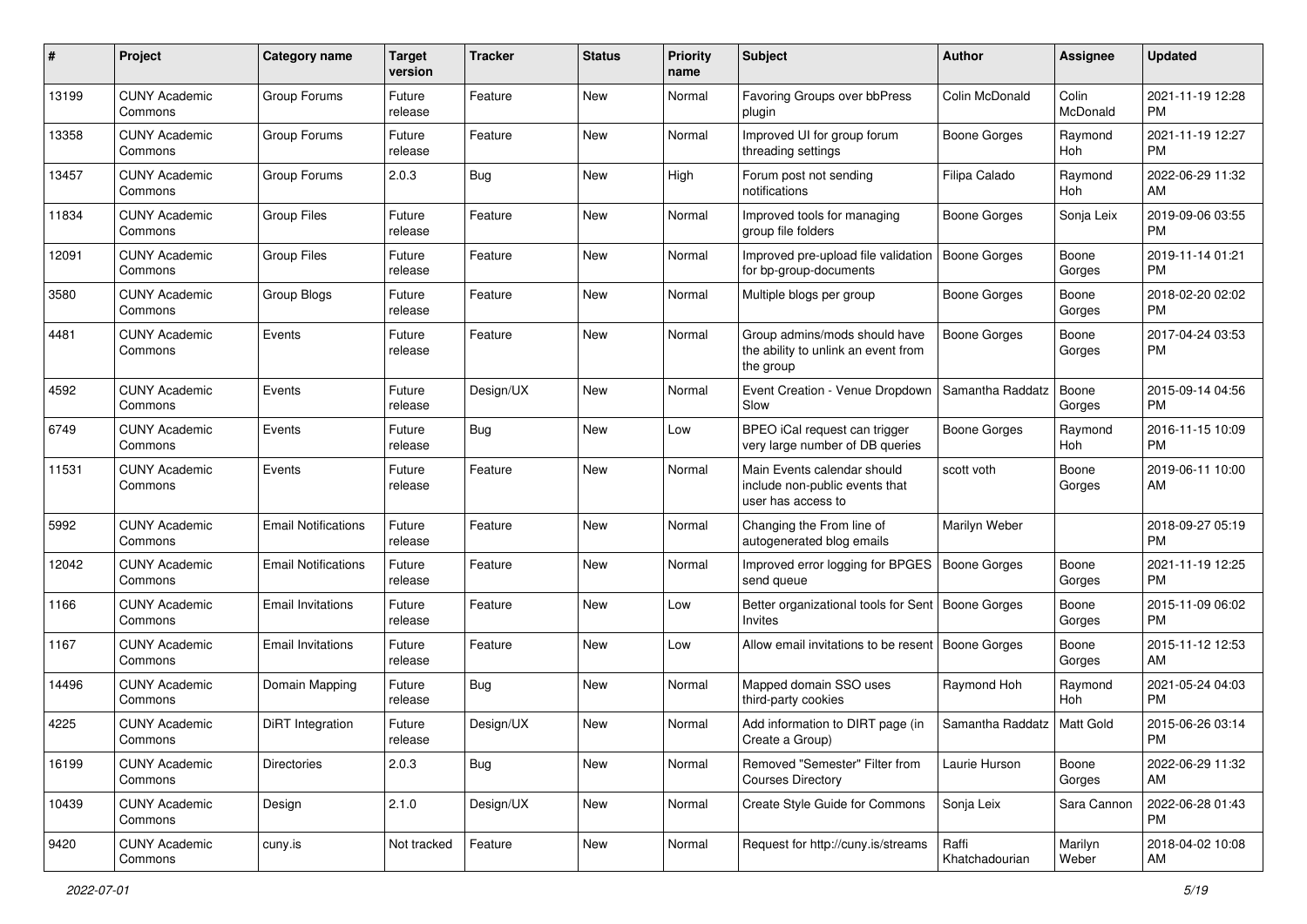| # | Project | Category name | Target version | Tracker | Status | Priority name | Subject | Author | Assignee | Updated |
|---|---|---|---|---|---|---|---|---|---|---|
| 13199 | CUNY Academic Commons | Group Forums | Future release | Feature | New | Normal | Favoring Groups over bbPress plugin | Colin McDonald | Colin McDonald | 2021-11-19 12:28 PM |
| 13358 | CUNY Academic Commons | Group Forums | Future release | Feature | New | Normal | Improved UI for group forum threading settings | Boone Gorges | Raymond Hoh | 2021-11-19 12:27 PM |
| 13457 | CUNY Academic Commons | Group Forums | 2.0.3 | Bug | New | High | Forum post not sending notifications | Filipa Calado | Raymond Hoh | 2022-06-29 11:32 AM |
| 11834 | CUNY Academic Commons | Group Files | Future release | Feature | New | Normal | Improved tools for managing group file folders | Boone Gorges | Sonja Leix | 2019-09-06 03:55 PM |
| 12091 | CUNY Academic Commons | Group Files | Future release | Feature | New | Normal | Improved pre-upload file validation for bp-group-documents | Boone Gorges | Boone Gorges | 2019-11-14 01:21 PM |
| 3580 | CUNY Academic Commons | Group Blogs | Future release | Feature | New | Normal | Multiple blogs per group | Boone Gorges | Boone Gorges | 2018-02-20 02:02 PM |
| 4481 | CUNY Academic Commons | Events | Future release | Feature | New | Normal | Group admins/mods should have the ability to unlink an event from the group | Boone Gorges | Boone Gorges | 2017-04-24 03:53 PM |
| 4592 | CUNY Academic Commons | Events | Future release | Design/UX | New | Normal | Event Creation - Venue Dropdown Slow | Samantha Raddatz | Boone Gorges | 2015-09-14 04:56 PM |
| 6749 | CUNY Academic Commons | Events | Future release | Bug | New | Low | BPEO iCal request can trigger very large number of DB queries | Boone Gorges | Raymond Hoh | 2016-11-15 10:09 PM |
| 11531 | CUNY Academic Commons | Events | Future release | Feature | New | Normal | Main Events calendar should include non-public events that user has access to | scott voth | Boone Gorges | 2019-06-11 10:00 AM |
| 5992 | CUNY Academic Commons | Email Notifications | Future release | Feature | New | Normal | Changing the From line of autogenerated blog emails | Marilyn Weber | | 2018-09-27 05:19 PM |
| 12042 | CUNY Academic Commons | Email Notifications | Future release | Feature | New | Normal | Improved error logging for BPGES send queue | Boone Gorges | Boone Gorges | 2021-11-19 12:25 PM |
| 1166 | CUNY Academic Commons | Email Invitations | Future release | Feature | New | Low | Better organizational tools for Sent Invites | Boone Gorges | Boone Gorges | 2015-11-09 06:02 PM |
| 1167 | CUNY Academic Commons | Email Invitations | Future release | Feature | New | Low | Allow email invitations to be resent | Boone Gorges | Boone Gorges | 2015-11-12 12:53 AM |
| 14496 | CUNY Academic Commons | Domain Mapping | Future release | Bug | New | Normal | Mapped domain SSO uses third-party cookies | Raymond Hoh | Raymond Hoh | 2021-05-24 04:03 PM |
| 4225 | CUNY Academic Commons | DiRT Integration | Future release | Design/UX | New | Normal | Add information to DIRT page (in Create a Group) | Samantha Raddatz | Matt Gold | 2015-06-26 03:14 PM |
| 16199 | CUNY Academic Commons | Directories | 2.0.3 | Bug | New | Normal | Removed "Semester" Filter from Courses Directory | Laurie Hurson | Boone Gorges | 2022-06-29 11:32 AM |
| 10439 | CUNY Academic Commons | Design | 2.1.0 | Design/UX | New | Normal | Create Style Guide for Commons | Sonja Leix | Sara Cannon | 2022-06-28 01:43 PM |
| 9420 | CUNY Academic Commons | cuny.is | Not tracked | Feature | New | Normal | Request for http://cuny.is/streams | Raffi Khatchadourian | Marilyn Weber | 2018-04-02 10:08 AM |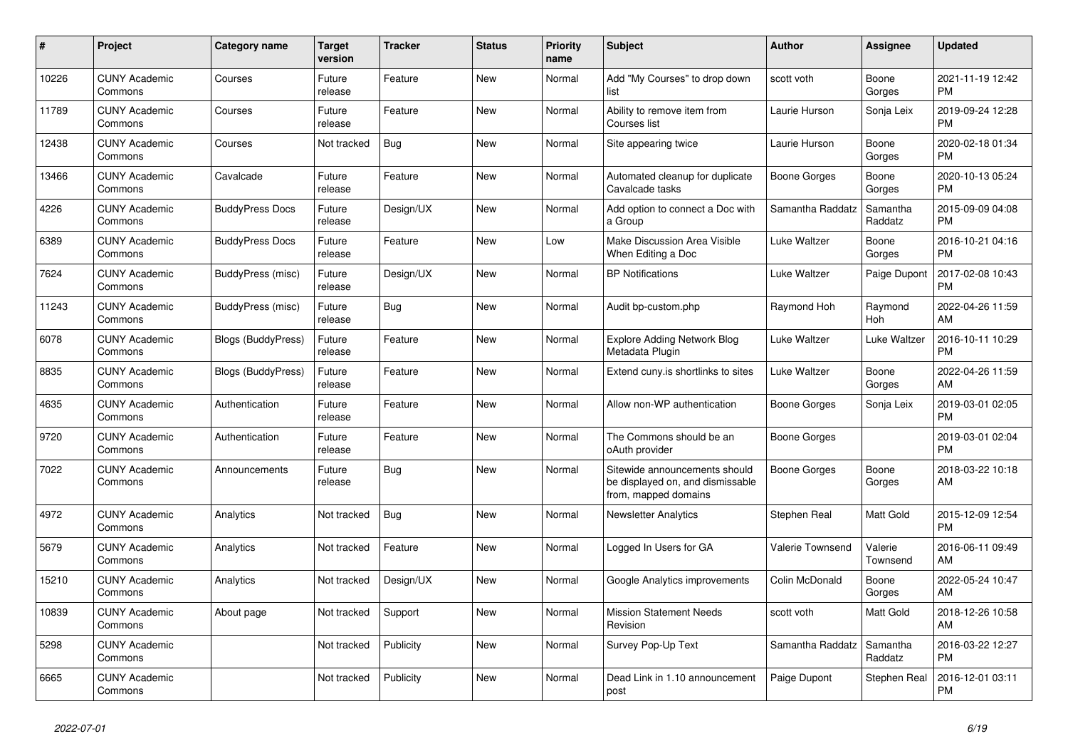| # | Project | Category name | Target version | Tracker | Status | Priority name | Subject | Author | Assignee | Updated |
|---|---|---|---|---|---|---|---|---|---|---|
| 10226 | CUNY Academic Commons | Courses | Future release | Feature | New | Normal | Add "My Courses" to drop down list | scott voth | Boone Gorges | 2021-11-19 12:42 PM |
| 11789 | CUNY Academic Commons | Courses | Future release | Feature | New | Normal | Ability to remove item from Courses list | Laurie Hurson | Sonja Leix | 2019-09-24 12:28 PM |
| 12438 | CUNY Academic Commons | Courses | Not tracked | Bug | New | Normal | Site appearing twice | Laurie Hurson | Boone Gorges | 2020-02-18 01:34 PM |
| 13466 | CUNY Academic Commons | Cavalcade | Future release | Feature | New | Normal | Automated cleanup for duplicate Cavalcade tasks | Boone Gorges | Boone Gorges | 2020-10-13 05:24 PM |
| 4226 | CUNY Academic Commons | BuddyPress Docs | Future release | Design/UX | New | Normal | Add option to connect a Doc with a Group | Samantha Raddatz | Samantha Raddatz | 2015-09-09 04:08 PM |
| 6389 | CUNY Academic Commons | BuddyPress Docs | Future release | Feature | New | Low | Make Discussion Area Visible When Editing a Doc | Luke Waltzer | Boone Gorges | 2016-10-21 04:16 PM |
| 7624 | CUNY Academic Commons | BuddyPress (misc) | Future release | Design/UX | New | Normal | BP Notifications | Luke Waltzer | Paige Dupont | 2017-02-08 10:43 PM |
| 11243 | CUNY Academic Commons | BuddyPress (misc) | Future release | Bug | New | Normal | Audit bp-custom.php | Raymond Hoh | Raymond Hoh | 2022-04-26 11:59 AM |
| 6078 | CUNY Academic Commons | Blogs (BuddyPress) | Future release | Feature | New | Normal | Explore Adding Network Blog Metadata Plugin | Luke Waltzer | Luke Waltzer | 2016-10-11 10:29 PM |
| 8835 | CUNY Academic Commons | Blogs (BuddyPress) | Future release | Feature | New | Normal | Extend cuny.is shortlinks to sites | Luke Waltzer | Boone Gorges | 2022-04-26 11:59 AM |
| 4635 | CUNY Academic Commons | Authentication | Future release | Feature | New | Normal | Allow non-WP authentication | Boone Gorges | Sonja Leix | 2019-03-01 02:05 PM |
| 9720 | CUNY Academic Commons | Authentication | Future release | Feature | New | Normal | The Commons should be an oAuth provider | Boone Gorges | | 2019-03-01 02:04 PM |
| 7022 | CUNY Academic Commons | Announcements | Future release | Bug | New | Normal | Sitewide announcements should be displayed on, and dismissable from, mapped domains | Boone Gorges | Boone Gorges | 2018-03-22 10:18 AM |
| 4972 | CUNY Academic Commons | Analytics | Not tracked | Bug | New | Normal | Newsletter Analytics | Stephen Real | Matt Gold | 2015-12-09 12:54 PM |
| 5679 | CUNY Academic Commons | Analytics | Not tracked | Feature | New | Normal | Logged In Users for GA | Valerie Townsend | Valerie Townsend | 2016-06-11 09:49 AM |
| 15210 | CUNY Academic Commons | Analytics | Not tracked | Design/UX | New | Normal | Google Analytics improvements | Colin McDonald | Boone Gorges | 2022-05-24 10:47 AM |
| 10839 | CUNY Academic Commons | About page | Not tracked | Support | New | Normal | Mission Statement Needs Revision | scott voth | Matt Gold | 2018-12-26 10:58 AM |
| 5298 | CUNY Academic Commons | | Not tracked | Publicity | New | Normal | Survey Pop-Up Text | Samantha Raddatz | Samantha Raddatz | 2016-03-22 12:27 PM |
| 6665 | CUNY Academic Commons | | Not tracked | Publicity | New | Normal | Dead Link in 1.10 announcement post | Paige Dupont | Stephen Real | 2016-12-01 03:11 PM |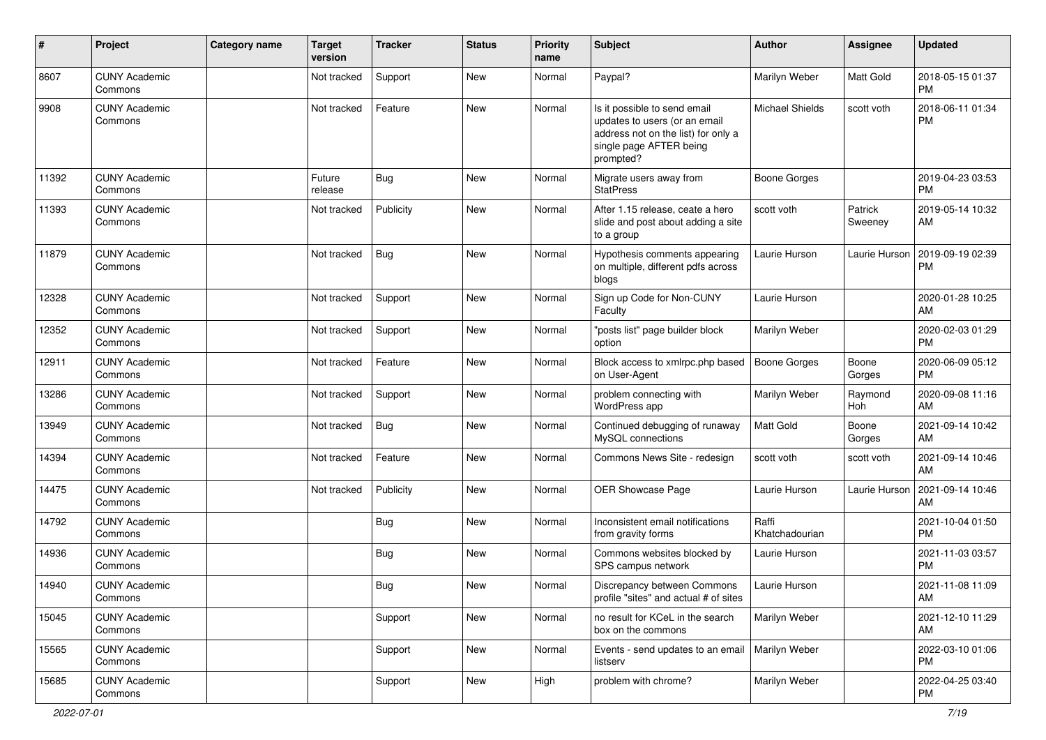| # | Project | Category name | Target version | Tracker | Status | Priority name | Subject | Author | Assignee | Updated |
|---|---|---|---|---|---|---|---|---|---|---|
| 8607 | CUNY Academic Commons | | Not tracked | Support | New | Normal | Paypal? | Marilyn Weber | Matt Gold | 2018-05-15 01:37 PM |
| 9908 | CUNY Academic Commons | | Not tracked | Feature | New | Normal | Is it possible to send email updates to users (or an email address not on the list) for only a single page AFTER being prompted? | Michael Shields | scott voth | 2018-06-11 01:34 PM |
| 11392 | CUNY Academic Commons | | Future release | Bug | New | Normal | Migrate users away from StatPress | Boone Gorges | | 2019-04-23 03:53 PM |
| 11393 | CUNY Academic Commons | | Not tracked | Publicity | New | Normal | After 1.15 release, ceate a hero slide and post about adding a site to a group | scott voth | Patrick Sweeney | 2019-05-14 10:32 AM |
| 11879 | CUNY Academic Commons | | Not tracked | Bug | New | Normal | Hypothesis comments appearing on multiple, different pdfs across blogs | Laurie Hurson | Laurie Hurson | 2019-09-19 02:39 PM |
| 12328 | CUNY Academic Commons | | Not tracked | Support | New | Normal | Sign up Code for Non-CUNY Faculty | Laurie Hurson | | 2020-01-28 10:25 AM |
| 12352 | CUNY Academic Commons | | Not tracked | Support | New | Normal | "posts list" page builder block option | Marilyn Weber | | 2020-02-03 01:29 PM |
| 12911 | CUNY Academic Commons | | Not tracked | Feature | New | Normal | Block access to xmlrpc.php based on User-Agent | Boone Gorges | Boone Gorges | 2020-06-09 05:12 PM |
| 13286 | CUNY Academic Commons | | Not tracked | Support | New | Normal | problem connecting with WordPress app | Marilyn Weber | Raymond Hoh | 2020-09-08 11:16 AM |
| 13949 | CUNY Academic Commons | | Not tracked | Bug | New | Normal | Continued debugging of runaway MySQL connections | Matt Gold | Boone Gorges | 2021-09-14 10:42 AM |
| 14394 | CUNY Academic Commons | | Not tracked | Feature | New | Normal | Commons News Site - redesign | scott voth | scott voth | 2021-09-14 10:46 AM |
| 14475 | CUNY Academic Commons | | Not tracked | Publicity | New | Normal | OER Showcase Page | Laurie Hurson | Laurie Hurson | 2021-09-14 10:46 AM |
| 14792 | CUNY Academic Commons | | | Bug | New | Normal | Inconsistent email notifications from gravity forms | Raffi Khatchadourian | | 2021-10-04 01:50 PM |
| 14936 | CUNY Academic Commons | | | Bug | New | Normal | Commons websites blocked by SPS campus network | Laurie Hurson | | 2021-11-03 03:57 PM |
| 14940 | CUNY Academic Commons | | | Bug | New | Normal | Discrepancy between Commons profile "sites" and actual # of sites | Laurie Hurson | | 2021-11-08 11:09 AM |
| 15045 | CUNY Academic Commons | | | Support | New | Normal | no result for KCeL in the search box on the commons | Marilyn Weber | | 2021-12-10 11:29 AM |
| 15565 | CUNY Academic Commons | | | Support | New | Normal | Events - send updates to an email listserv | Marilyn Weber | | 2022-03-10 01:06 PM |
| 15685 | CUNY Academic Commons | | | Support | New | High | problem with chrome? | Marilyn Weber | | 2022-04-25 03:40 PM |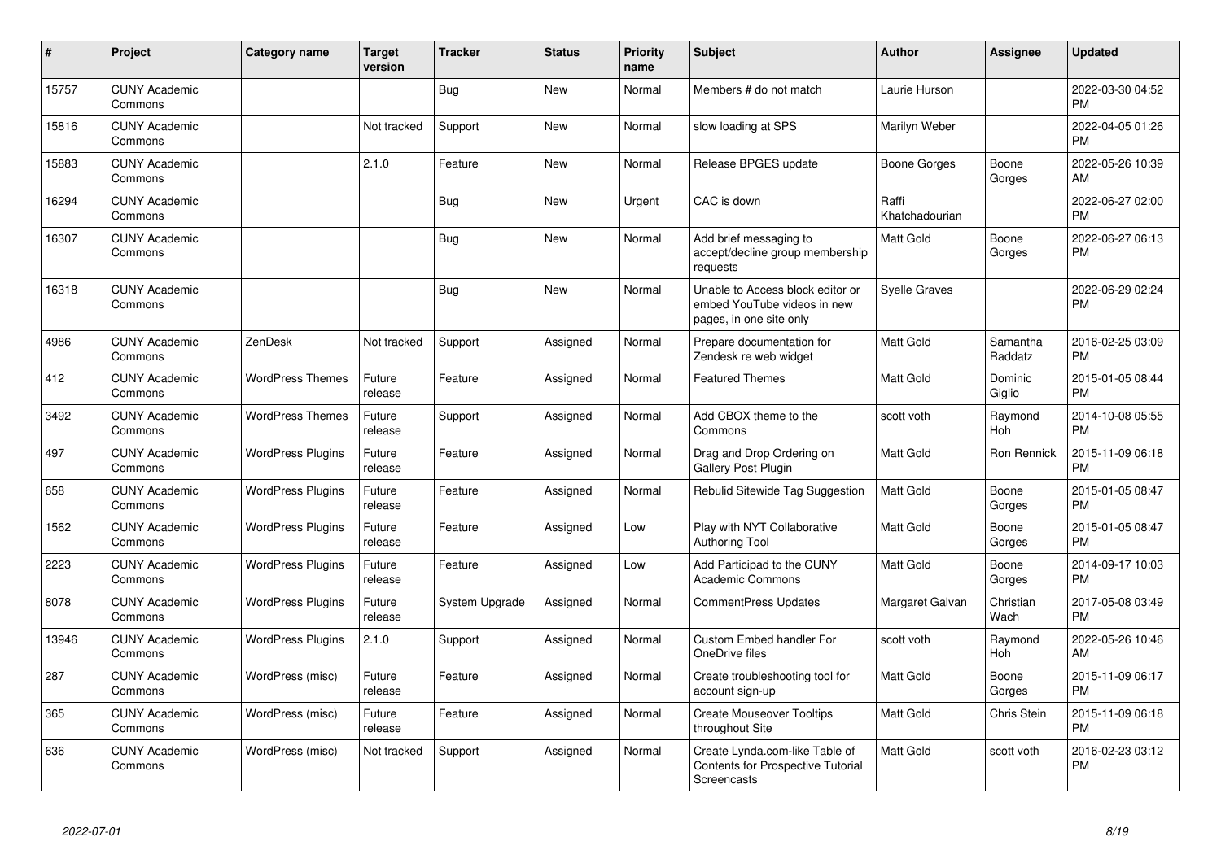| # | Project | Category name | Target version | Tracker | Status | Priority name | Subject | Author | Assignee | Updated |
|---|---|---|---|---|---|---|---|---|---|---|
| 15757 | CUNY Academic Commons | | | Bug | New | Normal | Members # do not match | Laurie Hurson | | 2022-03-30 04:52 PM |
| 15816 | CUNY Academic Commons | | Not tracked | Support | New | Normal | slow loading at SPS | Marilyn Weber | | 2022-04-05 01:26 PM |
| 15883 | CUNY Academic Commons | | 2.1.0 | Feature | New | Normal | Release BPGES update | Boone Gorges | Boone Gorges | 2022-05-26 10:39 AM |
| 16294 | CUNY Academic Commons | | | Bug | New | Urgent | CAC is down | Raffi Khatchadourian | | 2022-06-27 02:00 PM |
| 16307 | CUNY Academic Commons | | | Bug | New | Normal | Add brief messaging to accept/decline group membership requests | Matt Gold | Boone Gorges | 2022-06-27 06:13 PM |
| 16318 | CUNY Academic Commons | | | Bug | New | Normal | Unable to Access block editor or embed YouTube videos in new pages, in one site only | Syelle Graves | | 2022-06-29 02:24 PM |
| 4986 | CUNY Academic Commons | ZenDesk | Not tracked | Support | Assigned | Normal | Prepare documentation for Zendesk re web widget | Matt Gold | Samantha Raddatz | 2016-02-25 03:09 PM |
| 412 | CUNY Academic Commons | WordPress Themes | Future release | Feature | Assigned | Normal | Featured Themes | Matt Gold | Dominic Giglio | 2015-01-05 08:44 PM |
| 3492 | CUNY Academic Commons | WordPress Themes | Future release | Support | Assigned | Normal | Add CBOX theme to the Commons | scott voth | Raymond Hoh | 2014-10-08 05:55 PM |
| 497 | CUNY Academic Commons | WordPress Plugins | Future release | Feature | Assigned | Normal | Drag and Drop Ordering on Gallery Post Plugin | Matt Gold | Ron Rennick | 2015-11-09 06:18 PM |
| 658 | CUNY Academic Commons | WordPress Plugins | Future release | Feature | Assigned | Normal | Rebulid Sitewide Tag Suggestion | Matt Gold | Boone Gorges | 2015-01-05 08:47 PM |
| 1562 | CUNY Academic Commons | WordPress Plugins | Future release | Feature | Assigned | Low | Play with NYT Collaborative Authoring Tool | Matt Gold | Boone Gorges | 2015-01-05 08:47 PM |
| 2223 | CUNY Academic Commons | WordPress Plugins | Future release | Feature | Assigned | Low | Add Participad to the CUNY Academic Commons | Matt Gold | Boone Gorges | 2014-09-17 10:03 PM |
| 8078 | CUNY Academic Commons | WordPress Plugins | Future release | System Upgrade | Assigned | Normal | CommentPress Updates | Margaret Galvan | Christian Wach | 2017-05-08 03:49 PM |
| 13946 | CUNY Academic Commons | WordPress Plugins | 2.1.0 | Support | Assigned | Normal | Custom Embed handler For OneDrive files | scott voth | Raymond Hoh | 2022-05-26 10:46 AM |
| 287 | CUNY Academic Commons | WordPress (misc) | Future release | Feature | Assigned | Normal | Create troubleshooting tool for account sign-up | Matt Gold | Boone Gorges | 2015-11-09 06:17 PM |
| 365 | CUNY Academic Commons | WordPress (misc) | Future release | Feature | Assigned | Normal | Create Mouseover Tooltips throughout Site | Matt Gold | Chris Stein | 2015-11-09 06:18 PM |
| 636 | CUNY Academic Commons | WordPress (misc) | Not tracked | Support | Assigned | Normal | Create Lynda.com-like Table of Contents for Prospective Tutorial Screencasts | Matt Gold | scott voth | 2016-02-23 03:12 PM |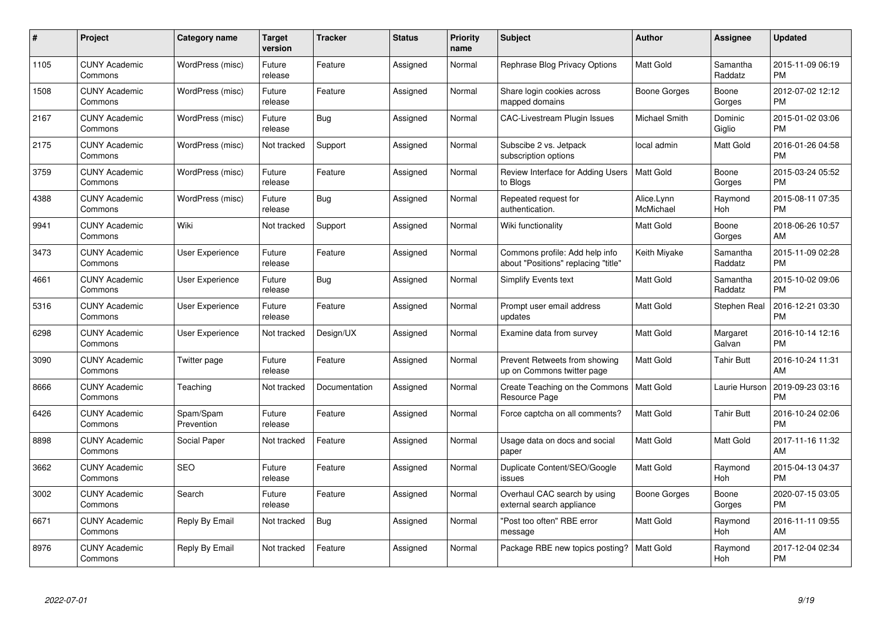| # | Project | Category name | Target version | Tracker | Status | Priority name | Subject | Author | Assignee | Updated |
|---|---|---|---|---|---|---|---|---|---|---|
| 1105 | CUNY Academic Commons | WordPress (misc) | Future release | Feature | Assigned | Normal | Rephrase Blog Privacy Options | Matt Gold | Samantha Raddatz | 2015-11-09 06:19 PM |
| 1508 | CUNY Academic Commons | WordPress (misc) | Future release | Feature | Assigned | Normal | Share login cookies across mapped domains | Boone Gorges | Boone Gorges | 2012-07-02 12:12 PM |
| 2167 | CUNY Academic Commons | WordPress (misc) | Future release | Bug | Assigned | Normal | CAC-Livestream Plugin Issues | Michael Smith | Dominic Giglio | 2015-01-02 03:06 PM |
| 2175 | CUNY Academic Commons | WordPress (misc) | Not tracked | Support | Assigned | Normal | Subscibe 2 vs. Jetpack subscription options | local admin | Matt Gold | 2016-01-26 04:58 PM |
| 3759 | CUNY Academic Commons | WordPress (misc) | Future release | Feature | Assigned | Normal | Review Interface for Adding Users to Blogs | Matt Gold | Boone Gorges | 2015-03-24 05:52 PM |
| 4388 | CUNY Academic Commons | WordPress (misc) | Future release | Bug | Assigned | Normal | Repeated request for authentication. | Alice.Lynn McMichael | Raymond Hoh | 2015-08-11 07:35 PM |
| 9941 | CUNY Academic Commons | Wiki | Not tracked | Support | Assigned | Normal | Wiki functionality | Matt Gold | Boone Gorges | 2018-06-26 10:57 AM |
| 3473 | CUNY Academic Commons | User Experience | Future release | Feature | Assigned | Normal | Commons profile: Add help info about "Positions" replacing "title" | Keith Miyake | Samantha Raddatz | 2015-11-09 02:28 PM |
| 4661 | CUNY Academic Commons | User Experience | Future release | Bug | Assigned | Normal | Simplify Events text | Matt Gold | Samantha Raddatz | 2015-10-02 09:06 PM |
| 5316 | CUNY Academic Commons | User Experience | Future release | Feature | Assigned | Normal | Prompt user email address updates | Matt Gold | Stephen Real | 2016-12-21 03:30 PM |
| 6298 | CUNY Academic Commons | User Experience | Not tracked | Design/UX | Assigned | Normal | Examine data from survey | Matt Gold | Margaret Galvan | 2016-10-14 12:16 PM |
| 3090 | CUNY Academic Commons | Twitter page | Future release | Feature | Assigned | Normal | Prevent Retweets from showing up on Commons twitter page | Matt Gold | Tahir Butt | 2016-10-24 11:31 AM |
| 8666 | CUNY Academic Commons | Teaching | Not tracked | Documentation | Assigned | Normal | Create Teaching on the Commons Resource Page | Matt Gold | Laurie Hurson | 2019-09-23 03:16 PM |
| 6426 | CUNY Academic Commons | Spam/Spam Prevention | Future release | Feature | Assigned | Normal | Force captcha on all comments? | Matt Gold | Tahir Butt | 2016-10-24 02:06 PM |
| 8898 | CUNY Academic Commons | Social Paper | Not tracked | Feature | Assigned | Normal | Usage data on docs and social paper | Matt Gold | Matt Gold | 2017-11-16 11:32 AM |
| 3662 | CUNY Academic Commons | SEO | Future release | Feature | Assigned | Normal | Duplicate Content/SEO/Google issues | Matt Gold | Raymond Hoh | 2015-04-13 04:37 PM |
| 3002 | CUNY Academic Commons | Search | Future release | Feature | Assigned | Normal | Overhaul CAC search by using external search appliance | Boone Gorges | Boone Gorges | 2020-07-15 03:05 PM |
| 6671 | CUNY Academic Commons | Reply By Email | Not tracked | Bug | Assigned | Normal | "Post too often" RBE error message | Matt Gold | Raymond Hoh | 2016-11-11 09:55 AM |
| 8976 | CUNY Academic Commons | Reply By Email | Not tracked | Feature | Assigned | Normal | Package RBE new topics posting? | Matt Gold | Raymond Hoh | 2017-12-04 02:34 PM |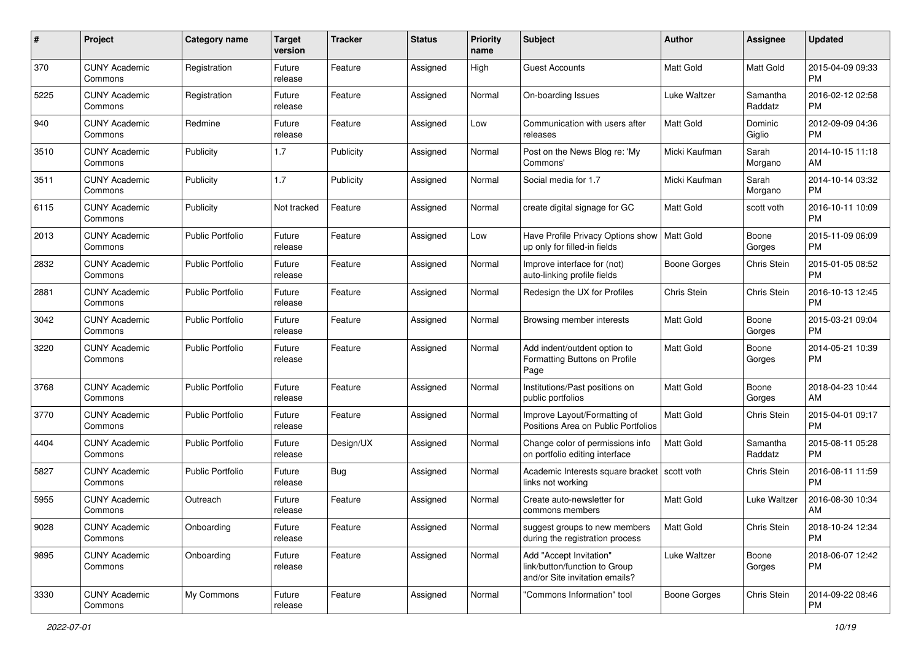| # | Project | Category name | Target version | Tracker | Status | Priority name | Subject | Author | Assignee | Updated |
|---|---|---|---|---|---|---|---|---|---|---|
| 370 | CUNY Academic Commons | Registration | Future release | Feature | Assigned | High | Guest Accounts | Matt Gold | Matt Gold | 2015-04-09 09:33 PM |
| 5225 | CUNY Academic Commons | Registration | Future release | Feature | Assigned | Normal | On-boarding Issues | Luke Waltzer | Samantha Raddatz | 2016-02-12 02:58 PM |
| 940 | CUNY Academic Commons | Redmine | Future release | Feature | Assigned | Low | Communication with users after releases | Matt Gold | Dominic Giglio | 2012-09-09 04:36 PM |
| 3510 | CUNY Academic Commons | Publicity | 1.7 | Publicity | Assigned | Normal | Post on the News Blog re: 'My Commons' | Micki Kaufman | Sarah Morgano | 2014-10-15 11:18 AM |
| 3511 | CUNY Academic Commons | Publicity | 1.7 | Publicity | Assigned | Normal | Social media for 1.7 | Micki Kaufman | Sarah Morgano | 2014-10-14 03:32 PM |
| 6115 | CUNY Academic Commons | Publicity | Not tracked | Feature | Assigned | Normal | create digital signage for GC | Matt Gold | scott voth | 2016-10-11 10:09 PM |
| 2013 | CUNY Academic Commons | Public Portfolio | Future release | Feature | Assigned | Low | Have Profile Privacy Options show up only for filled-in fields | Matt Gold | Boone Gorges | 2015-11-09 06:09 PM |
| 2832 | CUNY Academic Commons | Public Portfolio | Future release | Feature | Assigned | Normal | Improve interface for (not) auto-linking profile fields | Boone Gorges | Chris Stein | 2015-01-05 08:52 PM |
| 2881 | CUNY Academic Commons | Public Portfolio | Future release | Feature | Assigned | Normal | Redesign the UX for Profiles | Chris Stein | Chris Stein | 2016-10-13 12:45 PM |
| 3042 | CUNY Academic Commons | Public Portfolio | Future release | Feature | Assigned | Normal | Browsing member interests | Matt Gold | Boone Gorges | 2015-03-21 09:04 PM |
| 3220 | CUNY Academic Commons | Public Portfolio | Future release | Feature | Assigned | Normal | Add indent/outdent option to Formatting Buttons on Profile Page | Matt Gold | Boone Gorges | 2014-05-21 10:39 PM |
| 3768 | CUNY Academic Commons | Public Portfolio | Future release | Feature | Assigned | Normal | Institutions/Past positions on public portfolios | Matt Gold | Boone Gorges | 2018-04-23 10:44 AM |
| 3770 | CUNY Academic Commons | Public Portfolio | Future release | Feature | Assigned | Normal | Improve Layout/Formatting of Positions Area on Public Portfolios | Matt Gold | Chris Stein | 2015-04-01 09:17 PM |
| 4404 | CUNY Academic Commons | Public Portfolio | Future release | Design/UX | Assigned | Normal | Change color of permissions info on portfolio editing interface | Matt Gold | Samantha Raddatz | 2015-08-11 05:28 PM |
| 5827 | CUNY Academic Commons | Public Portfolio | Future release | Bug | Assigned | Normal | Academic Interests square bracket links not working | scott voth | Chris Stein | 2016-08-11 11:59 PM |
| 5955 | CUNY Academic Commons | Outreach | Future release | Feature | Assigned | Normal | Create auto-newsletter for commons members | Matt Gold | Luke Waltzer | 2016-08-30 10:34 AM |
| 9028 | CUNY Academic Commons | Onboarding | Future release | Feature | Assigned | Normal | suggest groups to new members during the registration process | Matt Gold | Chris Stein | 2018-10-24 12:34 PM |
| 9895 | CUNY Academic Commons | Onboarding | Future release | Feature | Assigned | Normal | Add "Accept Invitation" link/button/function to Group and/or Site invitation emails? | Luke Waltzer | Boone Gorges | 2018-06-07 12:42 PM |
| 3330 | CUNY Academic Commons | My Commons | Future release | Feature | Assigned | Normal | "Commons Information" tool | Boone Gorges | Chris Stein | 2014-09-22 08:46 PM |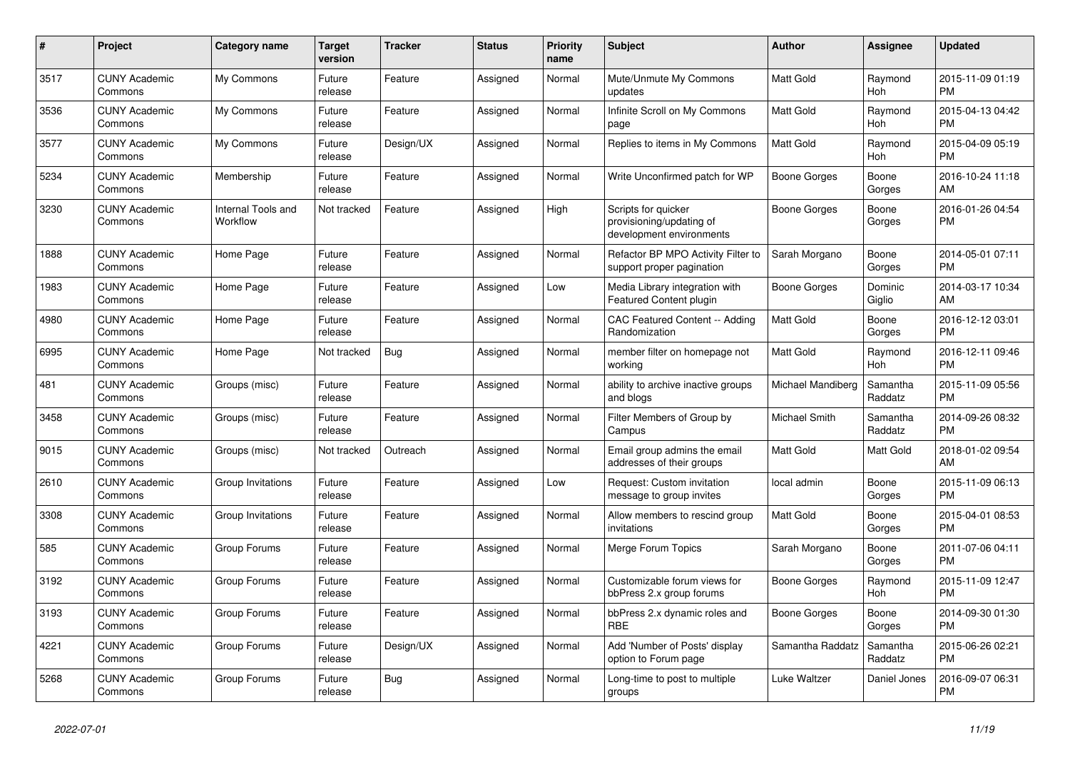| # | Project | Category name | Target version | Tracker | Status | Priority name | Subject | Author | Assignee | Updated |
|---|---|---|---|---|---|---|---|---|---|---|
| 3517 | CUNY Academic Commons | My Commons | Future release | Feature | Assigned | Normal | Mute/Unmute My Commons updates | Matt Gold | Raymond Hoh | 2015-11-09 01:19 PM |
| 3536 | CUNY Academic Commons | My Commons | Future release | Feature | Assigned | Normal | Infinite Scroll on My Commons page | Matt Gold | Raymond Hoh | 2015-04-13 04:42 PM |
| 3577 | CUNY Academic Commons | My Commons | Future release | Design/UX | Assigned | Normal | Replies to items in My Commons | Matt Gold | Raymond Hoh | 2015-04-09 05:19 PM |
| 5234 | CUNY Academic Commons | Membership | Future release | Feature | Assigned | Normal | Write Unconfirmed patch for WP | Boone Gorges | Boone Gorges | 2016-10-24 11:18 AM |
| 3230 | CUNY Academic Commons | Internal Tools and Workflow | Not tracked | Feature | Assigned | High | Scripts for quicker provisioning/updating of development environments | Boone Gorges | Boone Gorges | 2016-01-26 04:54 PM |
| 1888 | CUNY Academic Commons | Home Page | Future release | Feature | Assigned | Normal | Refactor BP MPO Activity Filter to support proper pagination | Sarah Morgano | Boone Gorges | 2014-05-01 07:11 PM |
| 1983 | CUNY Academic Commons | Home Page | Future release | Feature | Assigned | Low | Media Library integration with Featured Content plugin | Boone Gorges | Dominic Giglio | 2014-03-17 10:34 AM |
| 4980 | CUNY Academic Commons | Home Page | Future release | Feature | Assigned | Normal | CAC Featured Content -- Adding Randomization | Matt Gold | Boone Gorges | 2016-12-12 03:01 PM |
| 6995 | CUNY Academic Commons | Home Page | Not tracked | Bug | Assigned | Normal | member filter on homepage not working | Matt Gold | Raymond Hoh | 2016-12-11 09:46 PM |
| 481 | CUNY Academic Commons | Groups (misc) | Future release | Feature | Assigned | Normal | ability to archive inactive groups and blogs | Michael Mandiberg | Samantha Raddatz | 2015-11-09 05:56 PM |
| 3458 | CUNY Academic Commons | Groups (misc) | Future release | Feature | Assigned | Normal | Filter Members of Group by Campus | Michael Smith | Samantha Raddatz | 2014-09-26 08:32 PM |
| 9015 | CUNY Academic Commons | Groups (misc) | Not tracked | Outreach | Assigned | Normal | Email group admins the email addresses of their groups | Matt Gold | Matt Gold | 2018-01-02 09:54 AM |
| 2610 | CUNY Academic Commons | Group Invitations | Future release | Feature | Assigned | Low | Request: Custom invitation message to group invites | local admin | Boone Gorges | 2015-11-09 06:13 PM |
| 3308 | CUNY Academic Commons | Group Invitations | Future release | Feature | Assigned | Normal | Allow members to rescind group invitations | Matt Gold | Boone Gorges | 2015-04-01 08:53 PM |
| 585 | CUNY Academic Commons | Group Forums | Future release | Feature | Assigned | Normal | Merge Forum Topics | Sarah Morgano | Boone Gorges | 2011-07-06 04:11 PM |
| 3192 | CUNY Academic Commons | Group Forums | Future release | Feature | Assigned | Normal | Customizable forum views for bbPress 2.x group forums | Boone Gorges | Raymond Hoh | 2015-11-09 12:47 PM |
| 3193 | CUNY Academic Commons | Group Forums | Future release | Feature | Assigned | Normal | bbPress 2.x dynamic roles and RBE | Boone Gorges | Boone Gorges | 2014-09-30 01:30 PM |
| 4221 | CUNY Academic Commons | Group Forums | Future release | Design/UX | Assigned | Normal | Add 'Number of Posts' display option to Forum page | Samantha Raddatz | Samantha Raddatz | 2015-06-26 02:21 PM |
| 5268 | CUNY Academic Commons | Group Forums | Future release | Bug | Assigned | Normal | Long-time to post to multiple groups | Luke Waltzer | Daniel Jones | 2016-09-07 06:31 PM |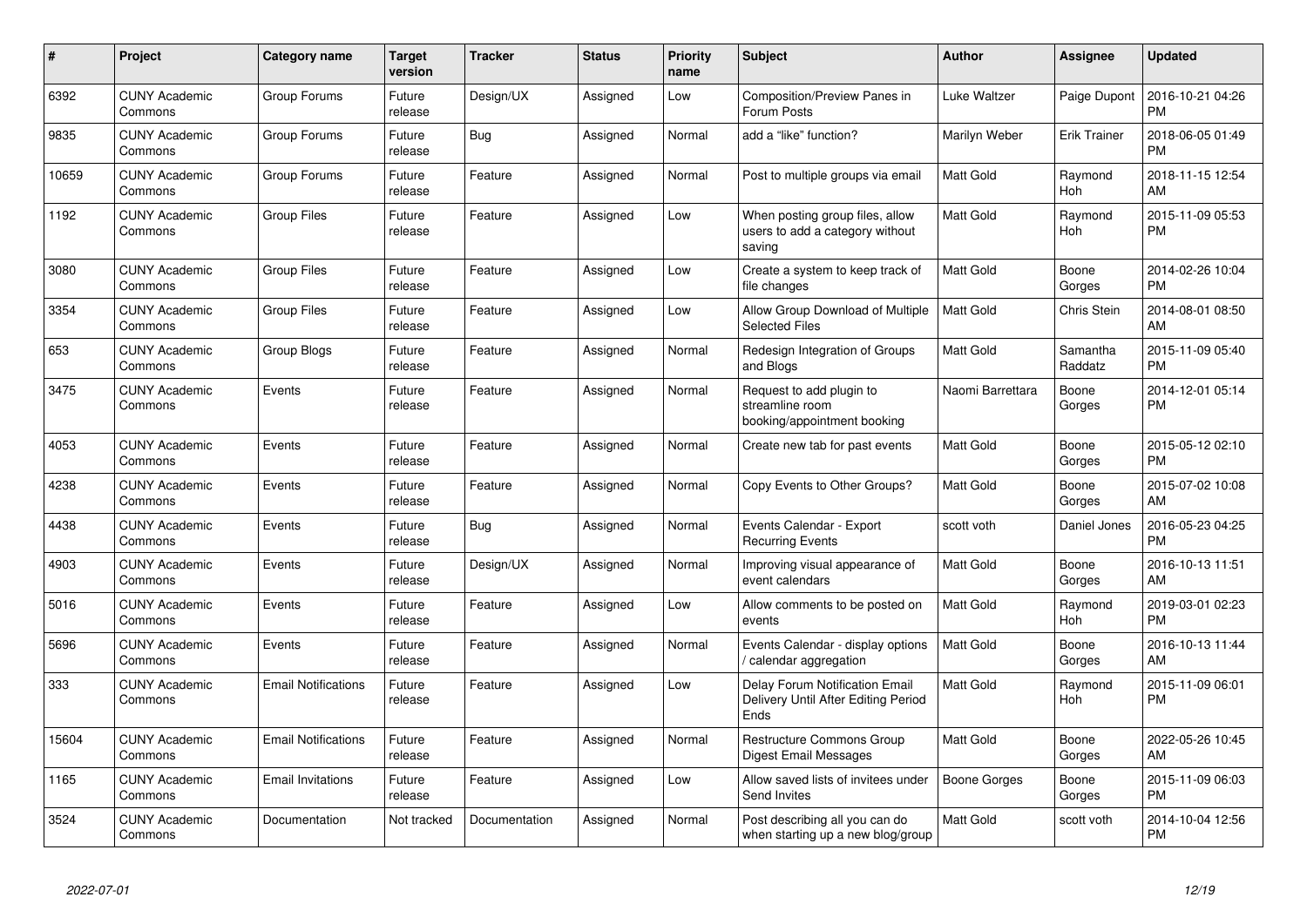| # | Project | Category name | Target version | Tracker | Status | Priority name | Subject | Author | Assignee | Updated |
|---|---|---|---|---|---|---|---|---|---|---|
| 6392 | CUNY Academic Commons | Group Forums | Future release | Design/UX | Assigned | Low | Composition/Preview Panes in Forum Posts | Luke Waltzer | Paige Dupont | 2016-10-21 04:26 PM |
| 9835 | CUNY Academic Commons | Group Forums | Future release | Bug | Assigned | Normal | add a "like" function? | Marilyn Weber | Erik Trainer | 2018-06-05 01:49 PM |
| 10659 | CUNY Academic Commons | Group Forums | Future release | Feature | Assigned | Normal | Post to multiple groups via email | Matt Gold | Raymond Hoh | 2018-11-15 12:54 AM |
| 1192 | CUNY Academic Commons | Group Files | Future release | Feature | Assigned | Low | When posting group files, allow users to add a category without saving | Matt Gold | Raymond Hoh | 2015-11-09 05:53 PM |
| 3080 | CUNY Academic Commons | Group Files | Future release | Feature | Assigned | Low | Create a system to keep track of file changes | Matt Gold | Boone Gorges | 2014-02-26 10:04 PM |
| 3354 | CUNY Academic Commons | Group Files | Future release | Feature | Assigned | Low | Allow Group Download of Multiple Selected Files | Matt Gold | Chris Stein | 2014-08-01 08:50 AM |
| 653 | CUNY Academic Commons | Group Blogs | Future release | Feature | Assigned | Normal | Redesign Integration of Groups and Blogs | Matt Gold | Samantha Raddatz | 2015-11-09 05:40 PM |
| 3475 | CUNY Academic Commons | Events | Future release | Feature | Assigned | Normal | Request to add plugin to streamline room booking/appointment booking | Naomi Barrettara | Boone Gorges | 2014-12-01 05:14 PM |
| 4053 | CUNY Academic Commons | Events | Future release | Feature | Assigned | Normal | Create new tab for past events | Matt Gold | Boone Gorges | 2015-05-12 02:10 PM |
| 4238 | CUNY Academic Commons | Events | Future release | Feature | Assigned | Normal | Copy Events to Other Groups? | Matt Gold | Boone Gorges | 2015-07-02 10:08 AM |
| 4438 | CUNY Academic Commons | Events | Future release | Bug | Assigned | Normal | Events Calendar - Export Recurring Events | scott voth | Daniel Jones | 2016-05-23 04:25 PM |
| 4903 | CUNY Academic Commons | Events | Future release | Design/UX | Assigned | Normal | Improving visual appearance of event calendars | Matt Gold | Boone Gorges | 2016-10-13 11:51 AM |
| 5016 | CUNY Academic Commons | Events | Future release | Feature | Assigned | Low | Allow comments to be posted on events | Matt Gold | Raymond Hoh | 2019-03-01 02:23 PM |
| 5696 | CUNY Academic Commons | Events | Future release | Feature | Assigned | Normal | Events Calendar - display options / calendar aggregation | Matt Gold | Boone Gorges | 2016-10-13 11:44 AM |
| 333 | CUNY Academic Commons | Email Notifications | Future release | Feature | Assigned | Low | Delay Forum Notification Email Delivery Until After Editing Period Ends | Matt Gold | Raymond Hoh | 2015-11-09 06:01 PM |
| 15604 | CUNY Academic Commons | Email Notifications | Future release | Feature | Assigned | Normal | Restructure Commons Group Digest Email Messages | Matt Gold | Boone Gorges | 2022-05-26 10:45 AM |
| 1165 | CUNY Academic Commons | Email Invitations | Future release | Feature | Assigned | Low | Allow saved lists of invitees under Send Invites | Boone Gorges | Boone Gorges | 2015-11-09 06:03 PM |
| 3524 | CUNY Academic Commons | Documentation | Not tracked | Documentation | Assigned | Normal | Post describing all you can do when starting up a new blog/group | Matt Gold | scott voth | 2014-10-04 12:56 PM |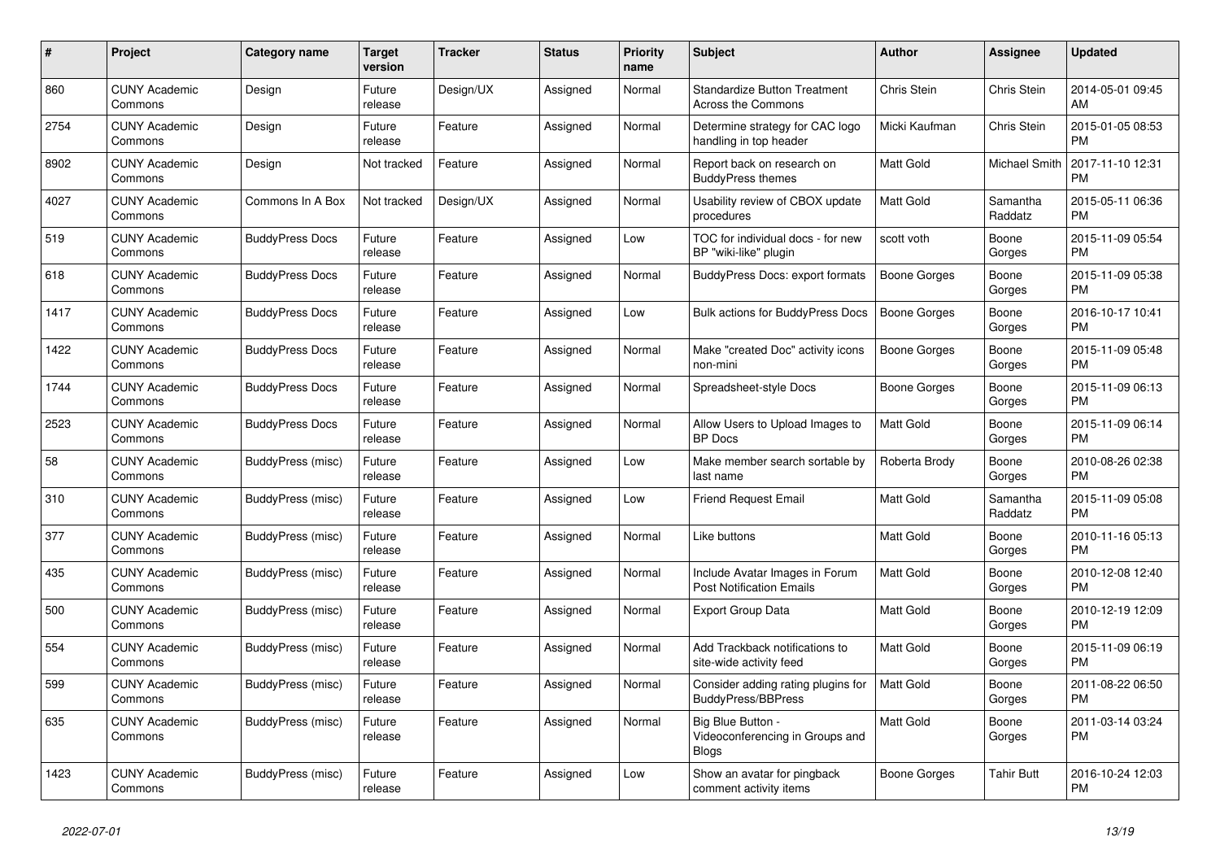| # | Project | Category name | Target version | Tracker | Status | Priority name | Subject | Author | Assignee | Updated |
|---|---|---|---|---|---|---|---|---|---|---|
| 860 | CUNY Academic Commons | Design | Future release | Design/UX | Assigned | Normal | Standardize Button Treatment Across the Commons | Chris Stein | Chris Stein | 2014-05-01 09:45 AM |
| 2754 | CUNY Academic Commons | Design | Future release | Feature | Assigned | Normal | Determine strategy for CAC logo handling in top header | Micki Kaufman | Chris Stein | 2015-01-05 08:53 PM |
| 8902 | CUNY Academic Commons | Design | Not tracked | Feature | Assigned | Normal | Report back on research on BuddyPress themes | Matt Gold | Michael Smith | 2017-11-10 12:31 PM |
| 4027 | CUNY Academic Commons | Commons In A Box | Not tracked | Design/UX | Assigned | Normal | Usability review of CBOX update procedures | Matt Gold | Samantha Raddatz | 2015-05-11 06:36 PM |
| 519 | CUNY Academic Commons | BuddyPress Docs | Future release | Feature | Assigned | Low | TOC for individual docs - for new BP "wiki-like" plugin | scott voth | Boone Gorges | 2015-11-09 05:54 PM |
| 618 | CUNY Academic Commons | BuddyPress Docs | Future release | Feature | Assigned | Normal | BuddyPress Docs: export formats | Boone Gorges | Boone Gorges | 2015-11-09 05:38 PM |
| 1417 | CUNY Academic Commons | BuddyPress Docs | Future release | Feature | Assigned | Low | Bulk actions for BuddyPress Docs | Boone Gorges | Boone Gorges | 2016-10-17 10:41 PM |
| 1422 | CUNY Academic Commons | BuddyPress Docs | Future release | Feature | Assigned | Normal | Make "created Doc" activity icons non-mini | Boone Gorges | Boone Gorges | 2015-11-09 05:48 PM |
| 1744 | CUNY Academic Commons | BuddyPress Docs | Future release | Feature | Assigned | Normal | Spreadsheet-style Docs | Boone Gorges | Boone Gorges | 2015-11-09 06:13 PM |
| 2523 | CUNY Academic Commons | BuddyPress Docs | Future release | Feature | Assigned | Normal | Allow Users to Upload Images to BP Docs | Matt Gold | Boone Gorges | 2015-11-09 06:14 PM |
| 58 | CUNY Academic Commons | BuddyPress (misc) | Future release | Feature | Assigned | Low | Make member search sortable by last name | Roberta Brody | Boone Gorges | 2010-08-26 02:38 PM |
| 310 | CUNY Academic Commons | BuddyPress (misc) | Future release | Feature | Assigned | Low | Friend Request Email | Matt Gold | Samantha Raddatz | 2015-11-09 05:08 PM |
| 377 | CUNY Academic Commons | BuddyPress (misc) | Future release | Feature | Assigned | Normal | Like buttons | Matt Gold | Boone Gorges | 2010-11-16 05:13 PM |
| 435 | CUNY Academic Commons | BuddyPress (misc) | Future release | Feature | Assigned | Normal | Include Avatar Images in Forum Post Notification Emails | Matt Gold | Boone Gorges | 2010-12-08 12:40 PM |
| 500 | CUNY Academic Commons | BuddyPress (misc) | Future release | Feature | Assigned | Normal | Export Group Data | Matt Gold | Boone Gorges | 2010-12-19 12:09 PM |
| 554 | CUNY Academic Commons | BuddyPress (misc) | Future release | Feature | Assigned | Normal | Add Trackback notifications to site-wide activity feed | Matt Gold | Boone Gorges | 2015-11-09 06:19 PM |
| 599 | CUNY Academic Commons | BuddyPress (misc) | Future release | Feature | Assigned | Normal | Consider adding rating plugins for BuddyPress/BBPress | Matt Gold | Boone Gorges | 2011-08-22 06:50 PM |
| 635 | CUNY Academic Commons | BuddyPress (misc) | Future release | Feature | Assigned | Normal | Big Blue Button - Videoconferencing in Groups and Blogs | Matt Gold | Boone Gorges | 2011-03-14 03:24 PM |
| 1423 | CUNY Academic Commons | BuddyPress (misc) | Future release | Feature | Assigned | Low | Show an avatar for pingback comment activity items | Boone Gorges | Tahir Butt | 2016-10-24 12:03 PM |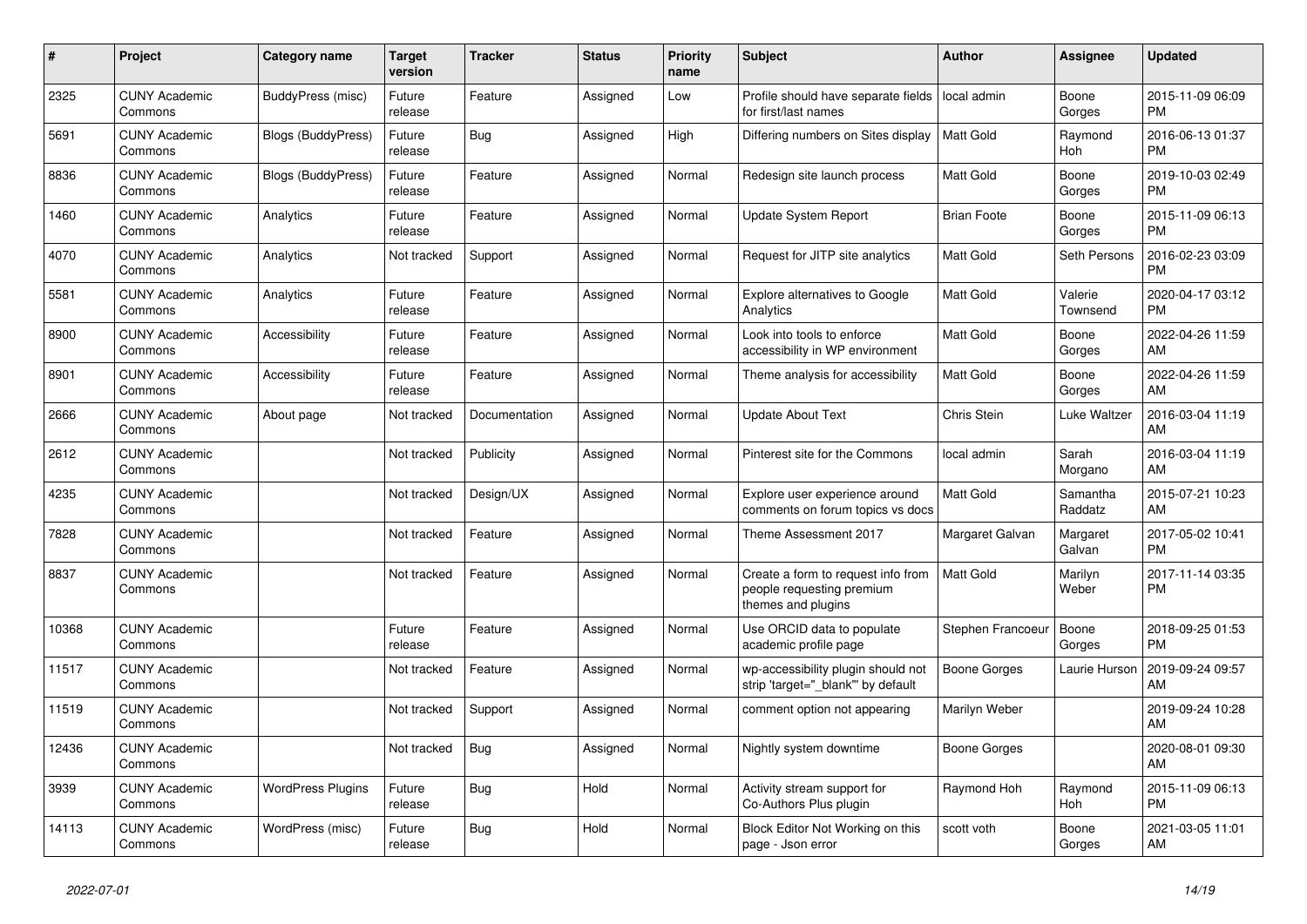| # | Project | Category name | Target version | Tracker | Status | Priority name | Subject | Author | Assignee | Updated |
|---|---|---|---|---|---|---|---|---|---|---|
| 2325 | CUNY Academic Commons | BuddyPress (misc) | Future release | Feature | Assigned | Low | Profile should have separate fields for first/last names | local admin | Boone Gorges | 2015-11-09 06:09 PM |
| 5691 | CUNY Academic Commons | Blogs (BuddyPress) | Future release | Bug | Assigned | High | Differing numbers on Sites display | Matt Gold | Raymond Hoh | 2016-06-13 01:37 PM |
| 8836 | CUNY Academic Commons | Blogs (BuddyPress) | Future release | Feature | Assigned | Normal | Redesign site launch process | Matt Gold | Boone Gorges | 2019-10-03 02:49 PM |
| 1460 | CUNY Academic Commons | Analytics | Future release | Feature | Assigned | Normal | Update System Report | Brian Foote | Boone Gorges | 2015-11-09 06:13 PM |
| 4070 | CUNY Academic Commons | Analytics | Not tracked | Support | Assigned | Normal | Request for JITP site analytics | Matt Gold | Seth Persons | 2016-02-23 03:09 PM |
| 5581 | CUNY Academic Commons | Analytics | Future release | Feature | Assigned | Normal | Explore alternatives to Google Analytics | Matt Gold | Valerie Townsend | 2020-04-17 03:12 PM |
| 8900 | CUNY Academic Commons | Accessibility | Future release | Feature | Assigned | Normal | Look into tools to enforce accessibility in WP environment | Matt Gold | Boone Gorges | 2022-04-26 11:59 AM |
| 8901 | CUNY Academic Commons | Accessibility | Future release | Feature | Assigned | Normal | Theme analysis for accessibility | Matt Gold | Boone Gorges | 2022-04-26 11:59 AM |
| 2666 | CUNY Academic Commons | About page | Not tracked | Documentation | Assigned | Normal | Update About Text | Chris Stein | Luke Waltzer | 2016-03-04 11:19 AM |
| 2612 | CUNY Academic Commons | | Not tracked | Publicity | Assigned | Normal | Pinterest site for the Commons | local admin | Sarah Morgano | 2016-03-04 11:19 AM |
| 4235 | CUNY Academic Commons | | Not tracked | Design/UX | Assigned | Normal | Explore user experience around comments on forum topics vs docs | Matt Gold | Samantha Raddatz | 2015-07-21 10:23 AM |
| 7828 | CUNY Academic Commons | | Not tracked | Feature | Assigned | Normal | Theme Assessment 2017 | Margaret Galvan | Margaret Galvan | 2017-05-02 10:41 PM |
| 8837 | CUNY Academic Commons | | Not tracked | Feature | Assigned | Normal | Create a form to request info from people requesting premium themes and plugins | Matt Gold | Marilyn Weber | 2017-11-14 03:35 PM |
| 10368 | CUNY Academic Commons | | Future release | Feature | Assigned | Normal | Use ORCID data to populate academic profile page | Stephen Francoeur | Boone Gorges | 2018-09-25 01:53 PM |
| 11517 | CUNY Academic Commons | | Not tracked | Feature | Assigned | Normal | wp-accessibility plugin should not strip 'target="_blank"' by default | Boone Gorges | Laurie Hurson | 2019-09-24 09:57 AM |
| 11519 | CUNY Academic Commons | | Not tracked | Support | Assigned | Normal | comment option not appearing | Marilyn Weber | | 2019-09-24 10:28 AM |
| 12436 | CUNY Academic Commons | | Not tracked | Bug | Assigned | Normal | Nightly system downtime | Boone Gorges | | 2020-08-01 09:30 AM |
| 3939 | CUNY Academic Commons | WordPress Plugins | Future release | Bug | Hold | Normal | Activity stream support for Co-Authors Plus plugin | Raymond Hoh | Raymond Hoh | 2015-11-09 06:13 PM |
| 14113 | CUNY Academic Commons | WordPress (misc) | Future release | Bug | Hold | Normal | Block Editor Not Working on this page - Json error | scott voth | Boone Gorges | 2021-03-05 11:01 AM |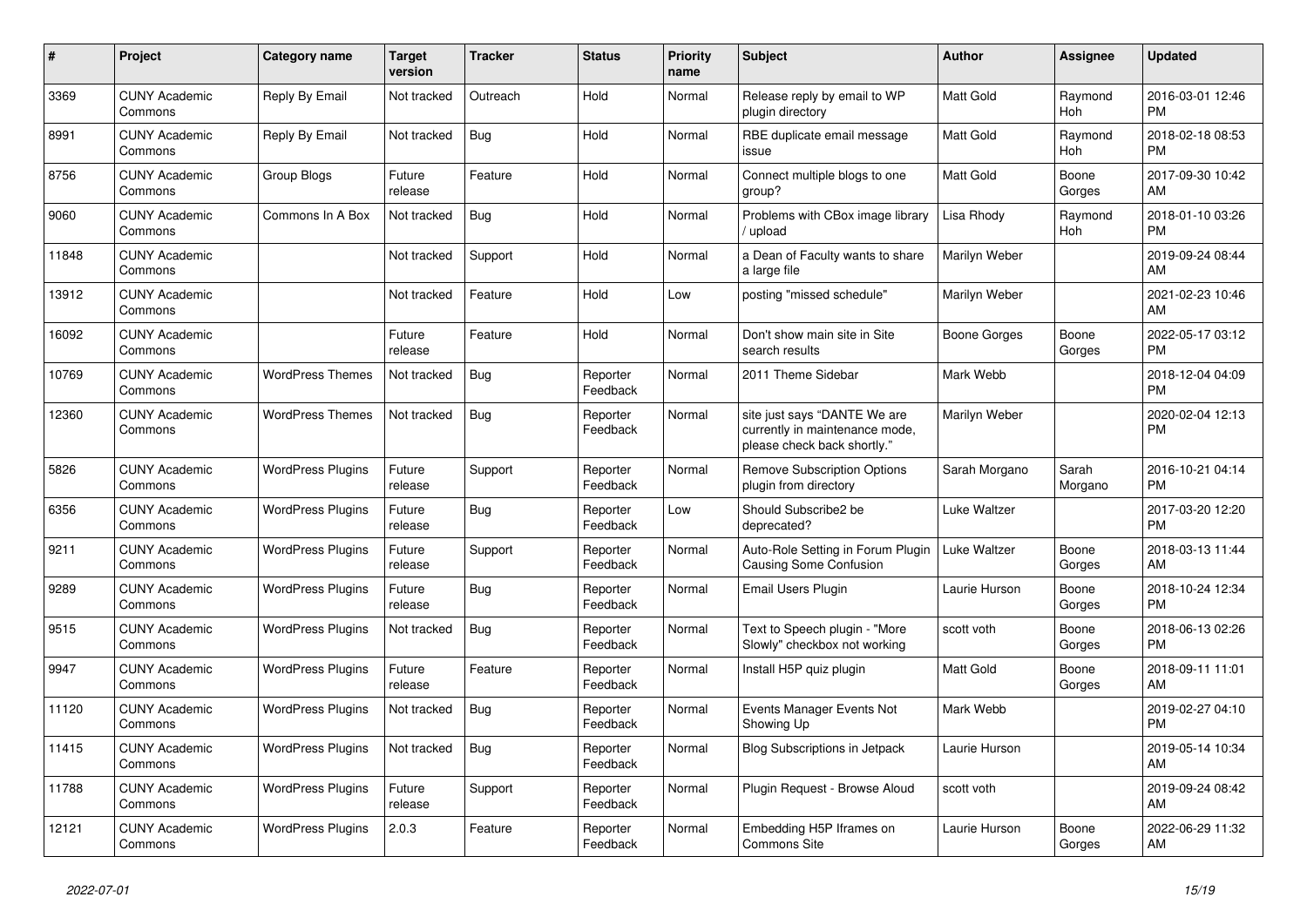| # | Project | Category name | Target version | Tracker | Status | Priority name | Subject | Author | Assignee | Updated |
|---|---|---|---|---|---|---|---|---|---|---|
| 3369 | CUNY Academic Commons | Reply By Email | Not tracked | Outreach | Hold | Normal | Release reply by email to WP plugin directory | Matt Gold | Raymond Hoh | 2016-03-01 12:46 PM |
| 8991 | CUNY Academic Commons | Reply By Email | Not tracked | Bug | Hold | Normal | RBE duplicate email message issue | Matt Gold | Raymond Hoh | 2018-02-18 08:53 PM |
| 8756 | CUNY Academic Commons | Group Blogs | Future release | Feature | Hold | Normal | Connect multiple blogs to one group? | Matt Gold | Boone Gorges | 2017-09-30 10:42 AM |
| 9060 | CUNY Academic Commons | Commons In A Box | Not tracked | Bug | Hold | Normal | Problems with CBox image library / upload | Lisa Rhody | Raymond Hoh | 2018-01-10 03:26 PM |
| 11848 | CUNY Academic Commons | | Not tracked | Support | Hold | Normal | a Dean of Faculty wants to share a large file | Marilyn Weber | | 2019-09-24 08:44 AM |
| 13912 | CUNY Academic Commons | | Not tracked | Feature | Hold | Low | posting "missed schedule" | Marilyn Weber | | 2021-02-23 10:46 AM |
| 16092 | CUNY Academic Commons | | Future release | Feature | Hold | Normal | Don't show main site in Site search results | Boone Gorges | Boone Gorges | 2022-05-17 03:12 PM |
| 10769 | CUNY Academic Commons | WordPress Themes | Not tracked | Bug | Reporter Feedback | Normal | 2011 Theme Sidebar | Mark Webb | | 2018-12-04 04:09 PM |
| 12360 | CUNY Academic Commons | WordPress Themes | Not tracked | Bug | Reporter Feedback | Normal | site just says "DANTE We are currently in maintenance mode, please check back shortly." | Marilyn Weber | | 2020-02-04 12:13 PM |
| 5826 | CUNY Academic Commons | WordPress Plugins | Future release | Support | Reporter Feedback | Normal | Remove Subscription Options plugin from directory | Sarah Morgano | Sarah Morgano | 2016-10-21 04:14 PM |
| 6356 | CUNY Academic Commons | WordPress Plugins | Future release | Bug | Reporter Feedback | Low | Should Subscribe2 be deprecated? | Luke Waltzer | | 2017-03-20 12:20 PM |
| 9211 | CUNY Academic Commons | WordPress Plugins | Future release | Support | Reporter Feedback | Normal | Auto-Role Setting in Forum Plugin Causing Some Confusion | Luke Waltzer | Boone Gorges | 2018-03-13 11:44 AM |
| 9289 | CUNY Academic Commons | WordPress Plugins | Future release | Bug | Reporter Feedback | Normal | Email Users Plugin | Laurie Hurson | Boone Gorges | 2018-10-24 12:34 PM |
| 9515 | CUNY Academic Commons | WordPress Plugins | Not tracked | Bug | Reporter Feedback | Normal | Text to Speech plugin - "More Slowly" checkbox not working | scott voth | Boone Gorges | 2018-06-13 02:26 PM |
| 9947 | CUNY Academic Commons | WordPress Plugins | Future release | Feature | Reporter Feedback | Normal | Install H5P quiz plugin | Matt Gold | Boone Gorges | 2018-09-11 11:01 AM |
| 11120 | CUNY Academic Commons | WordPress Plugins | Not tracked | Bug | Reporter Feedback | Normal | Events Manager Events Not Showing Up | Mark Webb | | 2019-02-27 04:10 PM |
| 11415 | CUNY Academic Commons | WordPress Plugins | Not tracked | Bug | Reporter Feedback | Normal | Blog Subscriptions in Jetpack | Laurie Hurson | | 2019-05-14 10:34 AM |
| 11788 | CUNY Academic Commons | WordPress Plugins | Future release | Support | Reporter Feedback | Normal | Plugin Request - Browse Aloud | scott voth | | 2019-09-24 08:42 AM |
| 12121 | CUNY Academic Commons | WordPress Plugins | 2.0.3 | Feature | Reporter Feedback | Normal | Embedding H5P Iframes on Commons Site | Laurie Hurson | Boone Gorges | 2022-06-29 11:32 AM |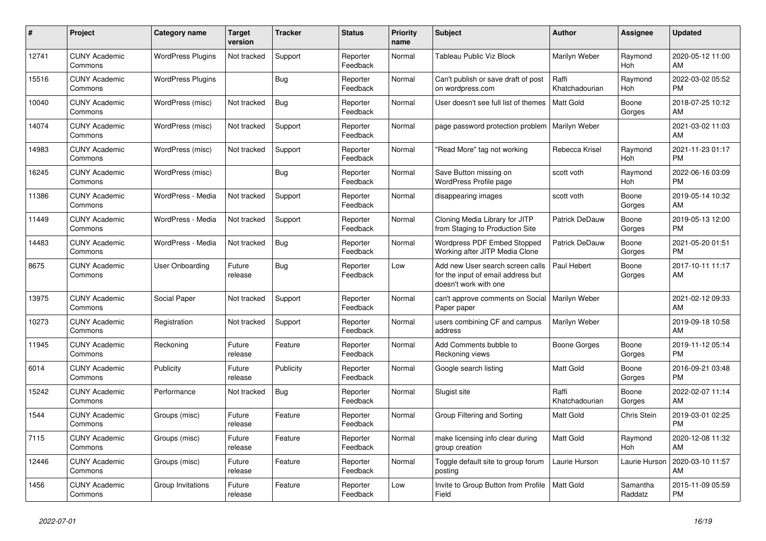| # | Project | Category name | Target version | Tracker | Status | Priority name | Subject | Author | Assignee | Updated |
|---|---|---|---|---|---|---|---|---|---|---|
| 12741 | CUNY Academic Commons | WordPress Plugins | Not tracked | Support | Reporter Feedback | Normal | Tableau Public Viz Block | Marilyn Weber | Raymond Hoh | 2020-05-12 11:00 AM |
| 15516 | CUNY Academic Commons | WordPress Plugins | | Bug | Reporter Feedback | Normal | Can't publish or save draft of post on wordpress.com | Raffi Khatchadourian | Raymond Hoh | 2022-03-02 05:52 PM |
| 10040 | CUNY Academic Commons | WordPress (misc) | Not tracked | Bug | Reporter Feedback | Normal | User doesn't see full list of themes | Matt Gold | Boone Gorges | 2018-07-25 10:12 AM |
| 14074 | CUNY Academic Commons | WordPress (misc) | Not tracked | Support | Reporter Feedback | Normal | page password protection problem | Marilyn Weber | | 2021-03-02 11:03 AM |
| 14983 | CUNY Academic Commons | WordPress (misc) | Not tracked | Support | Reporter Feedback | Normal | "Read More" tag not working | Rebecca Krisel | Raymond Hoh | 2021-11-23 01:17 PM |
| 16245 | CUNY Academic Commons | WordPress (misc) | | Bug | Reporter Feedback | Normal | Save Button missing on WordPress Profile page | scott voth | Raymond Hoh | 2022-06-16 03:09 PM |
| 11386 | CUNY Academic Commons | WordPress - Media | Not tracked | Support | Reporter Feedback | Normal | disappearing images | scott voth | Boone Gorges | 2019-05-14 10:32 AM |
| 11449 | CUNY Academic Commons | WordPress - Media | Not tracked | Support | Reporter Feedback | Normal | Cloning Media Library for JITP from Staging to Production Site | Patrick DeDauw | Boone Gorges | 2019-05-13 12:00 PM |
| 14483 | CUNY Academic Commons | WordPress - Media | Not tracked | Bug | Reporter Feedback | Normal | Wordpress PDF Embed Stopped Working after JITP Media Clone | Patrick DeDauw | Boone Gorges | 2021-05-20 01:51 PM |
| 8675 | CUNY Academic Commons | User Onboarding | Future release | Bug | Reporter Feedback | Low | Add new User search screen calls for the input of email address but doesn't work with one | Paul Hebert | Boone Gorges | 2017-10-11 11:17 AM |
| 13975 | CUNY Academic Commons | Social Paper | Not tracked | Support | Reporter Feedback | Normal | can't approve comments on Social Paper paper | Marilyn Weber | | 2021-02-12 09:33 AM |
| 10273 | CUNY Academic Commons | Registration | Not tracked | Support | Reporter Feedback | Normal | users combining CF and campus address | Marilyn Weber | | 2019-09-18 10:58 AM |
| 11945 | CUNY Academic Commons | Reckoning | Future release | Feature | Reporter Feedback | Normal | Add Comments bubble to Reckoning views | Boone Gorges | Boone Gorges | 2019-11-12 05:14 PM |
| 6014 | CUNY Academic Commons | Publicity | Future release | Publicity | Reporter Feedback | Normal | Google search listing | Matt Gold | Boone Gorges | 2016-09-21 03:48 PM |
| 15242 | CUNY Academic Commons | Performance | Not tracked | Bug | Reporter Feedback | Normal | Slugist site | Raffi Khatchadourian | Boone Gorges | 2022-02-07 11:14 AM |
| 1544 | CUNY Academic Commons | Groups (misc) | Future release | Feature | Reporter Feedback | Normal | Group Filtering and Sorting | Matt Gold | Chris Stein | 2019-03-01 02:25 PM |
| 7115 | CUNY Academic Commons | Groups (misc) | Future release | Feature | Reporter Feedback | Normal | make licensing info clear during group creation | Matt Gold | Raymond Hoh | 2020-12-08 11:32 AM |
| 12446 | CUNY Academic Commons | Groups (misc) | Future release | Feature | Reporter Feedback | Normal | Toggle default site to group forum posting | Laurie Hurson | Laurie Hurson | 2020-03-10 11:57 AM |
| 1456 | CUNY Academic Commons | Group Invitations | Future release | Feature | Reporter Feedback | Low | Invite to Group Button from Profile Field | Matt Gold | Samantha Raddatz | 2015-11-09 05:59 PM |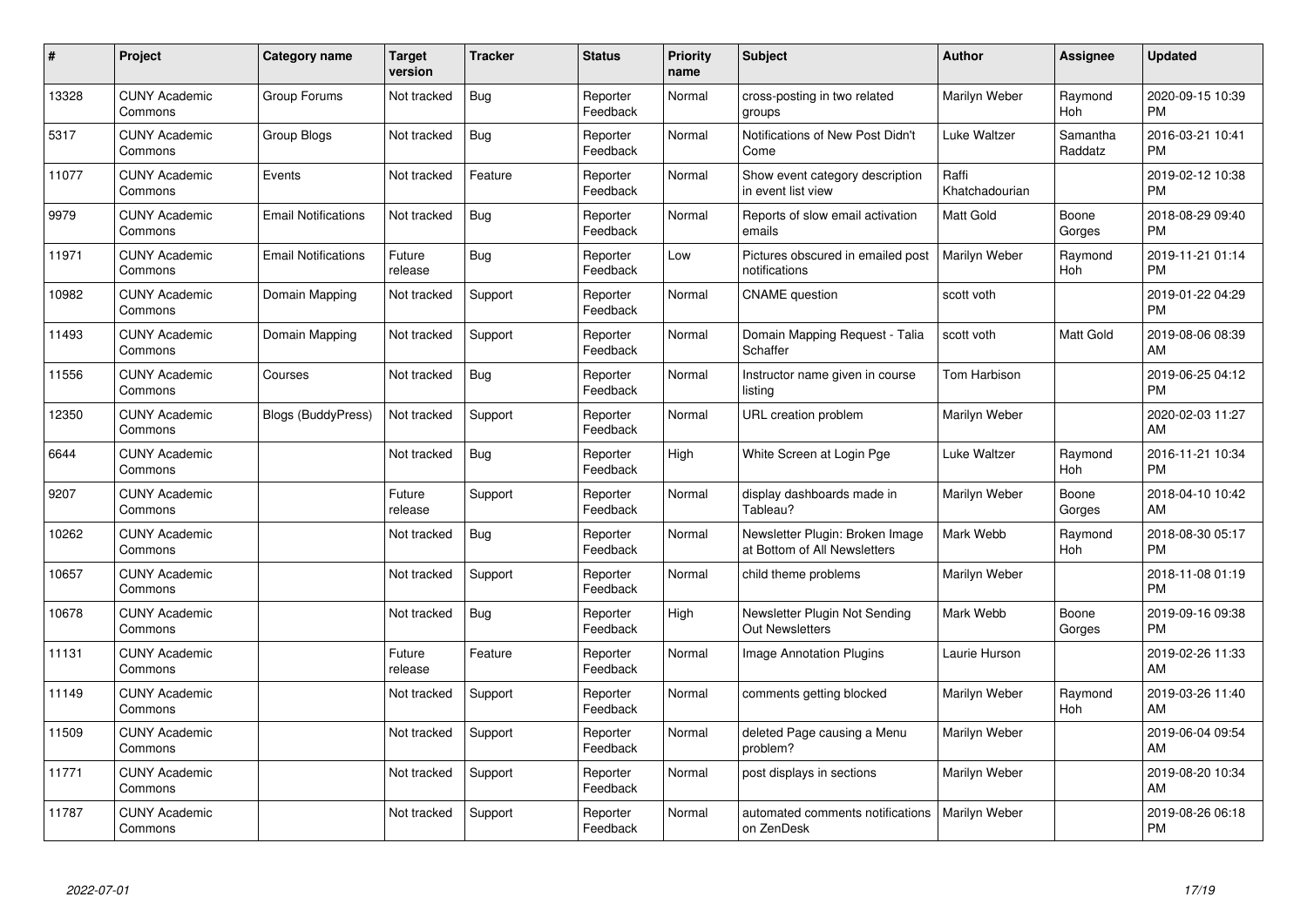| # | Project | Category name | Target version | Tracker | Status | Priority name | Subject | Author | Assignee | Updated |
|---|---|---|---|---|---|---|---|---|---|---|
| 13328 | CUNY Academic Commons | Group Forums | Not tracked | Bug | Reporter Feedback | Normal | cross-posting in two related groups | Marilyn Weber | Raymond Hoh | 2020-09-15 10:39 PM |
| 5317 | CUNY Academic Commons | Group Blogs | Not tracked | Bug | Reporter Feedback | Normal | Notifications of New Post Didn't Come | Luke Waltzer | Samantha Raddatz | 2016-03-21 10:41 PM |
| 11077 | CUNY Academic Commons | Events | Not tracked | Feature | Reporter Feedback | Normal | Show event category description in event list view | Raffi Khatchadourian | | 2019-02-12 10:38 PM |
| 9979 | CUNY Academic Commons | Email Notifications | Not tracked | Bug | Reporter Feedback | Normal | Reports of slow email activation emails | Matt Gold | Boone Gorges | 2018-08-29 09:40 PM |
| 11971 | CUNY Academic Commons | Email Notifications | Future release | Bug | Reporter Feedback | Low | Pictures obscured in emailed post notifications | Marilyn Weber | Raymond Hoh | 2019-11-21 01:14 PM |
| 10982 | CUNY Academic Commons | Domain Mapping | Not tracked | Support | Reporter Feedback | Normal | CNAME question | scott voth | | 2019-01-22 04:29 PM |
| 11493 | CUNY Academic Commons | Domain Mapping | Not tracked | Support | Reporter Feedback | Normal | Domain Mapping Request - Talia Schaffer | scott voth | Matt Gold | 2019-08-06 08:39 AM |
| 11556 | CUNY Academic Commons | Courses | Not tracked | Bug | Reporter Feedback | Normal | Instructor name given in course listing | Tom Harbison | | 2019-06-25 04:12 PM |
| 12350 | CUNY Academic Commons | Blogs (BuddyPress) | Not tracked | Support | Reporter Feedback | Normal | URL creation problem | Marilyn Weber | | 2020-02-03 11:27 AM |
| 6644 | CUNY Academic Commons | | Not tracked | Bug | Reporter Feedback | High | White Screen at Login Pge | Luke Waltzer | Raymond Hoh | 2016-11-21 10:34 PM |
| 9207 | CUNY Academic Commons | | Future release | Support | Reporter Feedback | Normal | display dashboards made in Tableau? | Marilyn Weber | Boone Gorges | 2018-04-10 10:42 AM |
| 10262 | CUNY Academic Commons | | Not tracked | Bug | Reporter Feedback | Normal | Newsletter Plugin: Broken Image at Bottom of All Newsletters | Mark Webb | Raymond Hoh | 2018-08-30 05:17 PM |
| 10657 | CUNY Academic Commons | | Not tracked | Support | Reporter Feedback | Normal | child theme problems | Marilyn Weber | | 2018-11-08 01:19 PM |
| 10678 | CUNY Academic Commons | | Not tracked | Bug | Reporter Feedback | High | Newsletter Plugin Not Sending Out Newsletters | Mark Webb | Boone Gorges | 2019-09-16 09:38 PM |
| 11131 | CUNY Academic Commons | | Future release | Feature | Reporter Feedback | Normal | Image Annotation Plugins | Laurie Hurson | | 2019-02-26 11:33 AM |
| 11149 | CUNY Academic Commons | | Not tracked | Support | Reporter Feedback | Normal | comments getting blocked | Marilyn Weber | Raymond Hoh | 2019-03-26 11:40 AM |
| 11509 | CUNY Academic Commons | | Not tracked | Support | Reporter Feedback | Normal | deleted Page causing a Menu problem? | Marilyn Weber | | 2019-06-04 09:54 AM |
| 11771 | CUNY Academic Commons | | Not tracked | Support | Reporter Feedback | Normal | post displays in sections | Marilyn Weber | | 2019-08-20 10:34 AM |
| 11787 | CUNY Academic Commons | | Not tracked | Support | Reporter Feedback | Normal | automated comments notifications on ZenDesk | Marilyn Weber | | 2019-08-26 06:18 PM |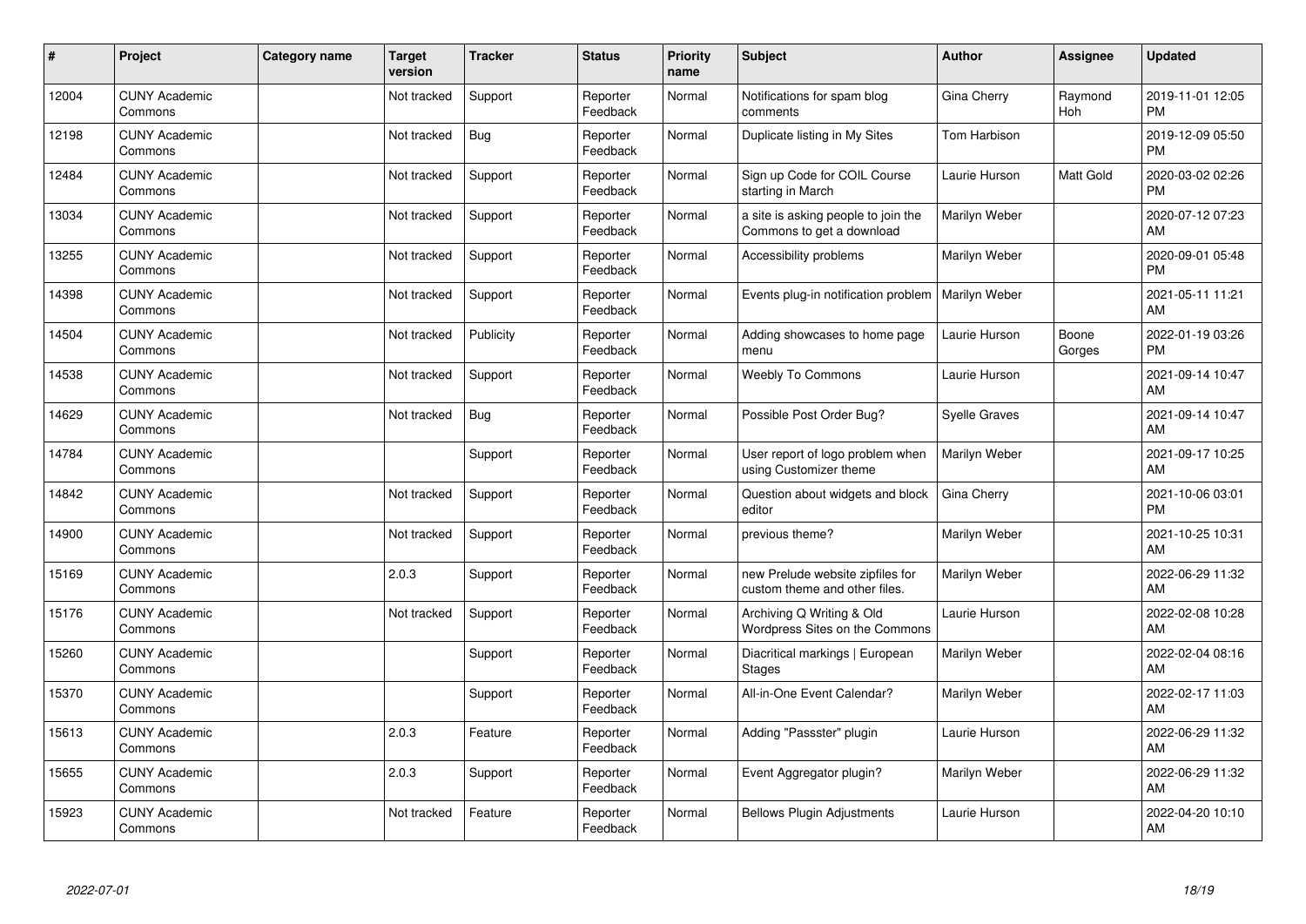| # | Project | Category name | Target version | Tracker | Status | Priority name | Subject | Author | Assignee | Updated |
|---|---|---|---|---|---|---|---|---|---|---|
| 12004 | CUNY Academic Commons | | Not tracked | Support | Reporter Feedback | Normal | Notifications for spam blog comments | Gina Cherry | Raymond Hoh | 2019-11-01 12:05 PM |
| 12198 | CUNY Academic Commons | | Not tracked | Bug | Reporter Feedback | Normal | Duplicate listing in My Sites | Tom Harbison | | 2019-12-09 05:50 PM |
| 12484 | CUNY Academic Commons | | Not tracked | Support | Reporter Feedback | Normal | Sign up Code for COIL Course starting in March | Laurie Hurson | Matt Gold | 2020-03-02 02:26 PM |
| 13034 | CUNY Academic Commons | | Not tracked | Support | Reporter Feedback | Normal | a site is asking people to join the Commons to get a download | Marilyn Weber | | 2020-07-12 07:23 AM |
| 13255 | CUNY Academic Commons | | Not tracked | Support | Reporter Feedback | Normal | Accessibility problems | Marilyn Weber | | 2020-09-01 05:48 PM |
| 14398 | CUNY Academic Commons | | Not tracked | Support | Reporter Feedback | Normal | Events plug-in notification problem | Marilyn Weber | | 2021-05-11 11:21 AM |
| 14504 | CUNY Academic Commons | | Not tracked | Publicity | Reporter Feedback | Normal | Adding showcases to home page menu | Laurie Hurson | Boone Gorges | 2022-01-19 03:26 PM |
| 14538 | CUNY Academic Commons | | Not tracked | Support | Reporter Feedback | Normal | Weebly To Commons | Laurie Hurson | | 2021-09-14 10:47 AM |
| 14629 | CUNY Academic Commons | | Not tracked | Bug | Reporter Feedback | Normal | Possible Post Order Bug? | Syelle Graves | | 2021-09-14 10:47 AM |
| 14784 | CUNY Academic Commons | | | Support | Reporter Feedback | Normal | User report of logo problem when using Customizer theme | Marilyn Weber | | 2021-09-17 10:25 AM |
| 14842 | CUNY Academic Commons | | Not tracked | Support | Reporter Feedback | Normal | Question about widgets and block editor | Gina Cherry | | 2021-10-06 03:01 PM |
| 14900 | CUNY Academic Commons | | Not tracked | Support | Reporter Feedback | Normal | previous theme? | Marilyn Weber | | 2021-10-25 10:31 AM |
| 15169 | CUNY Academic Commons | | 2.0.3 | Support | Reporter Feedback | Normal | new Prelude website zipfiles for custom theme and other files. | Marilyn Weber | | 2022-06-29 11:32 AM |
| 15176 | CUNY Academic Commons | | Not tracked | Support | Reporter Feedback | Normal | Archiving Q Writing & Old Wordpress Sites on the Commons | Laurie Hurson | | 2022-02-08 10:28 AM |
| 15260 | CUNY Academic Commons | | | Support | Reporter Feedback | Normal | Diacritical markings \| European Stages | Marilyn Weber | | 2022-02-04 08:16 AM |
| 15370 | CUNY Academic Commons | | | Support | Reporter Feedback | Normal | All-in-One Event Calendar? | Marilyn Weber | | 2022-02-17 11:03 AM |
| 15613 | CUNY Academic Commons | | 2.0.3 | Feature | Reporter Feedback | Normal | Adding "Passster" plugin | Laurie Hurson | | 2022-06-29 11:32 AM |
| 15655 | CUNY Academic Commons | | 2.0.3 | Support | Reporter Feedback | Normal | Event Aggregator plugin? | Marilyn Weber | | 2022-06-29 11:32 AM |
| 15923 | CUNY Academic Commons | | Not tracked | Feature | Reporter Feedback | Normal | Bellows Plugin Adjustments | Laurie Hurson | | 2022-04-20 10:10 AM |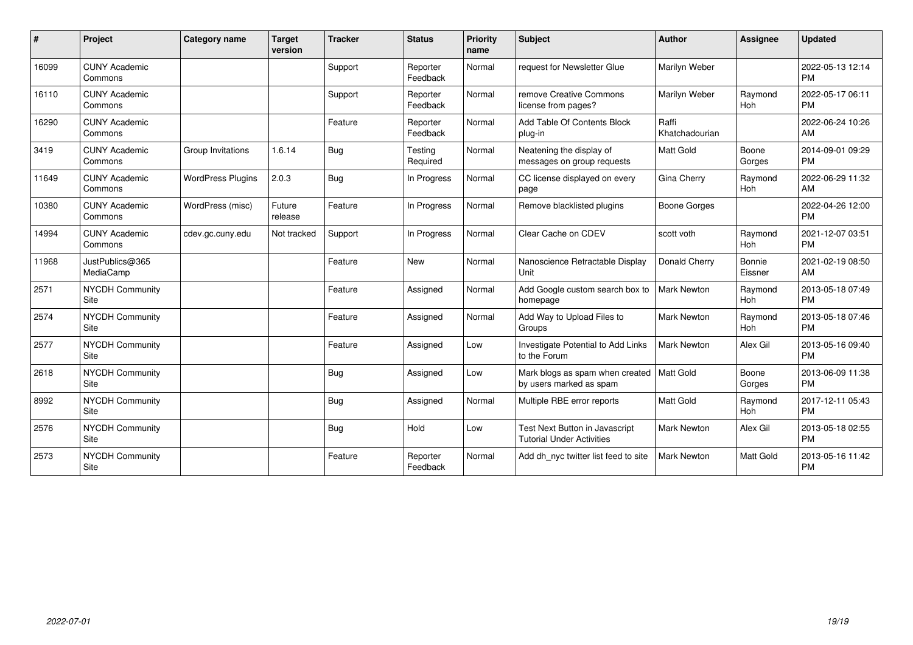| # | Project | Category name | Target version | Tracker | Status | Priority name | Subject | Author | Assignee | Updated |
|---|---|---|---|---|---|---|---|---|---|---|
| 16099 | CUNY Academic Commons | | | Support | Reporter Feedback | Normal | request for Newsletter Glue | Marilyn Weber | | 2022-05-13 12:14 PM |
| 16110 | CUNY Academic Commons | | | Support | Reporter Feedback | Normal | remove Creative Commons license from pages? | Marilyn Weber | Raymond Hoh | 2022-05-17 06:11 PM |
| 16290 | CUNY Academic Commons | | | Feature | Reporter Feedback | Normal | Add Table Of Contents Block plug-in | Raffi Khatchadourian | | 2022-06-24 10:26 AM |
| 3419 | CUNY Academic Commons | Group Invitations | 1.6.14 | Bug | Testing Required | Normal | Neatening the display of messages on group requests | Matt Gold | Boone Gorges | 2014-09-01 09:29 PM |
| 11649 | CUNY Academic Commons | WordPress Plugins | 2.0.3 | Bug | In Progress | Normal | CC license displayed on every page | Gina Cherry | Raymond Hoh | 2022-06-29 11:32 AM |
| 10380 | CUNY Academic Commons | WordPress (misc) | Future release | Feature | In Progress | Normal | Remove blacklisted plugins | Boone Gorges | | 2022-04-26 12:00 PM |
| 14994 | CUNY Academic Commons | cdev.gc.cuny.edu | Not tracked | Support | In Progress | Normal | Clear Cache on CDEV | scott voth | Raymond Hoh | 2021-12-07 03:51 PM |
| 11968 | JustPublics@365 MediaCamp | | | Feature | New | Normal | Nanoscience Retractable Display Unit | Donald Cherry | Bonnie Eissner | 2021-02-19 08:50 AM |
| 2571 | NYCDH Community Site | | | Feature | Assigned | Normal | Add Google custom search box to homepage | Mark Newton | Raymond Hoh | 2013-05-18 07:49 PM |
| 2574 | NYCDH Community Site | | | Feature | Assigned | Normal | Add Way to Upload Files to Groups | Mark Newton | Raymond Hoh | 2013-05-18 07:46 PM |
| 2577 | NYCDH Community Site | | | Feature | Assigned | Low | Investigate Potential to Add Links to the Forum | Mark Newton | Alex Gil | 2013-05-16 09:40 PM |
| 2618 | NYCDH Community Site | | | Bug | Assigned | Low | Mark blogs as spam when created by users marked as spam | Matt Gold | Boone Gorges | 2013-06-09 11:38 PM |
| 8992 | NYCDH Community Site | | | Bug | Assigned | Normal | Multiple RBE error reports | Matt Gold | Raymond Hoh | 2017-12-11 05:43 PM |
| 2576 | NYCDH Community Site | | | Bug | Hold | Low | Test Next Button in Javascript Tutorial Under Activities | Mark Newton | Alex Gil | 2013-05-18 02:55 PM |
| 2573 | NYCDH Community Site | | | Feature | Reporter Feedback | Normal | Add dh_nyc twitter list feed to site | Mark Newton | Matt Gold | 2013-05-16 11:42 PM |